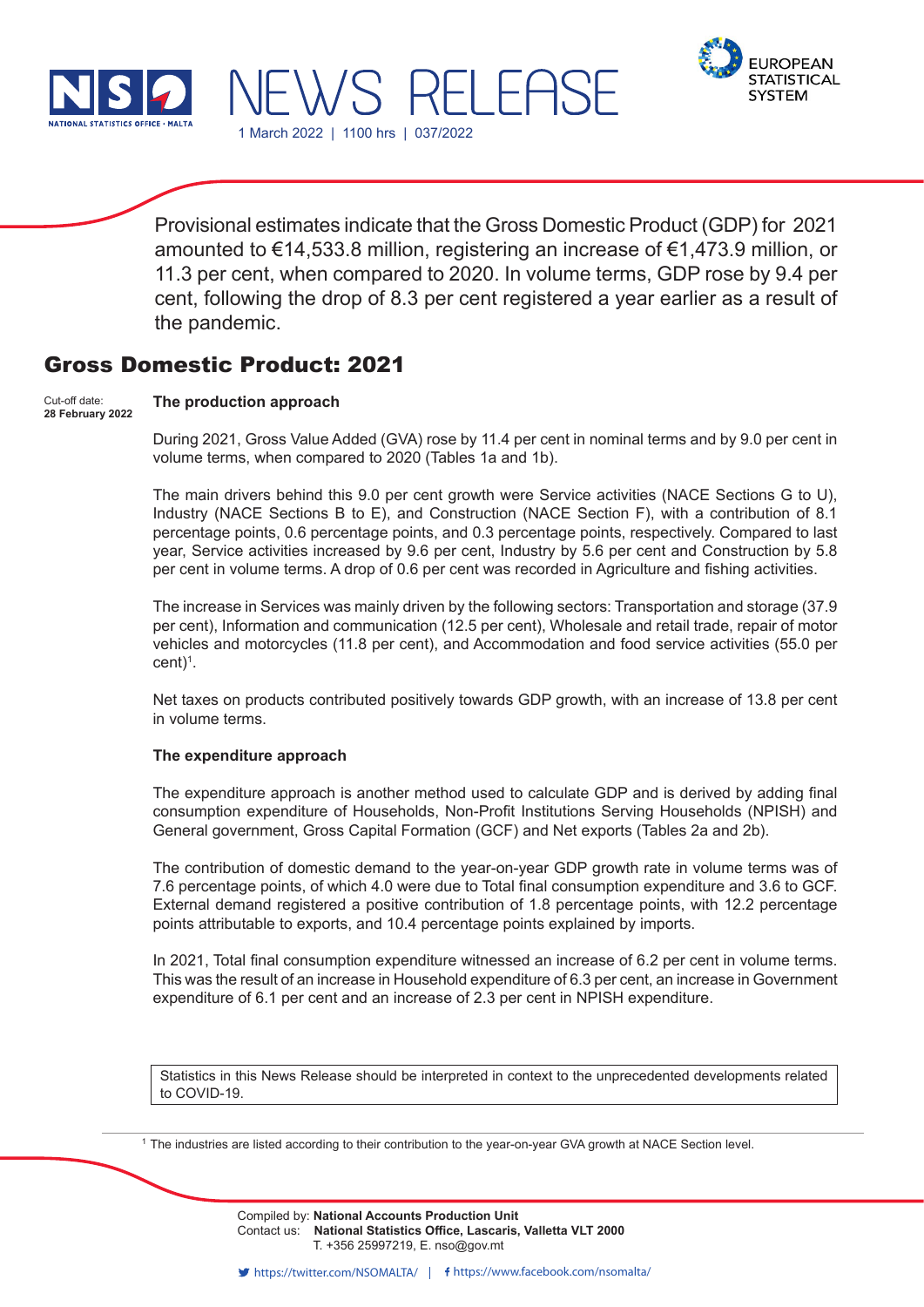# NEWS RELEASE

1 March 2022 | 1100 hrs | 037/2022

Provisional estimates indicate that the Gross Domestic Product (GDP) for 2021 amounted to €14,533.8 million, registering an increase of €1,473.9 million, or 11.3 per cent, when compared to 2020. In volume terms, GDP rose by 9.4 per cent, following the drop of 8.3 per cent registered a year earlier as a result of the pandemic.

## Gross Domestic Product: 2021

Cut-off date:
**28 February 2022**

### The production approach

During 2021, Gross Value Added (GVA) rose by 11.4 per cent in nominal terms and by 9.0 per cent in volume terms, when compared to 2020 (Tables 1a and 1b).

The main drivers behind this 9.0 per cent growth were Service activities (NACE Sections G to U), Industry (NACE Sections B to E), and Construction (NACE Section F), with a contribution of 8.1 percentage points, 0.6 percentage points, and 0.3 percentage points, respectively. Compared to last year, Service activities increased by 9.6 per cent, Industry by 5.6 per cent and Construction by 5.8 per cent in volume terms. A drop of 0.6 per cent was recorded in Agriculture and fishing activities.

The increase in Services was mainly driven by the following sectors: Transportation and storage (37.9 per cent), Information and communication (12.5 per cent), Wholesale and retail trade, repair of motor vehicles and motorcycles (11.8 per cent), and Accommodation and food service activities (55.0 per cent)[1].

Net taxes on products contributed positively towards GDP growth, with an increase of 13.8 per cent in volume terms.

### The expenditure approach

The expenditure approach is another method used to calculate GDP and is derived by adding final consumption expenditure of Households, Non-Profit Institutions Serving Households (NPISH) and General government, Gross Capital Formation (GCF) and Net exports (Tables 2a and 2b).

The contribution of domestic demand to the year-on-year GDP growth rate in volume terms was of 7.6 percentage points, of which 4.0 were due to Total final consumption expenditure and 3.6 to GCF. External demand registered a positive contribution of 1.8 percentage points, with 12.2 percentage points attributable to exports, and 10.4 percentage points explained by imports.

In 2021, Total final consumption expenditure witnessed an increase of 6.2 per cent in volume terms. This was the result of an increase in Household expenditure of 6.3 per cent, an increase in Government expenditure of 6.1 per cent and an increase of 2.3 per cent in NPISH expenditure.

Statistics in this News Release should be interpreted in context to the unprecedented developments related to COVID-19.

[1] The industries are listed according to their contribution to the year-on-year GVA growth at NACE Section level.

Compiled by: **National Accounts Production Unit**
Contact us: **National Statistics Office, Lascaris, Valletta VLT 2000**
T. +356 25997219, E. nso@gov.mt

https://twitter.com/NSOMALTA/ | https://www.facebook.com/nsomalta/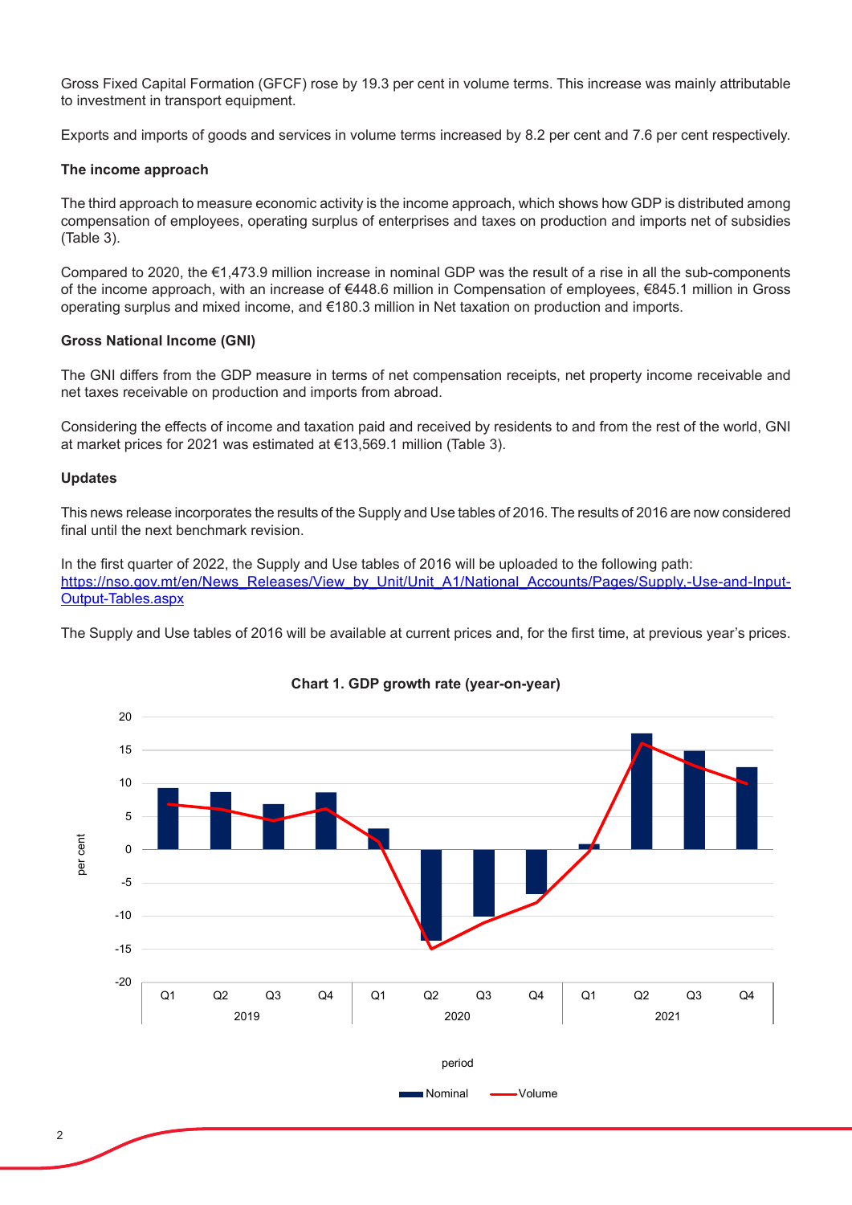Gross Fixed Capital Formation (GFCF) rose by 19.3 per cent in volume terms. This increase was mainly attributable to investment in transport equipment.

Exports and imports of goods and services in volume terms increased by 8.2 per cent and 7.6 per cent respectively.

**The income approach**

The third approach to measure economic activity is the income approach, which shows how GDP is distributed among compensation of employees, operating surplus of enterprises and taxes on production and imports net of subsidies (Table 3).

Compared to 2020, the €1,473.9 million increase in nominal GDP was the result of a rise in all the sub-components of the income approach, with an increase of €448.6 million in Compensation of employees, €845.1 million in Gross operating surplus and mixed income, and €180.3 million in Net taxation on production and imports.

**Gross National Income (GNI)**

The GNI differs from the GDP measure in terms of net compensation receipts, net property income receivable and net taxes receivable on production and imports from abroad.

Considering the effects of income and taxation paid and received by residents to and from the rest of the world, GNI at market prices for 2021 was estimated at €13,569.1 million (Table 3).

**Updates**

This news release incorporates the results of the Supply and Use tables of 2016. The results of 2016 are now considered final until the next benchmark revision.

In the first quarter of 2022, the Supply and Use tables of 2016 will be uploaded to the following path: https://nso.gov.mt/en/News_Releases/View_by_Unit/Unit_A1/National_Accounts/Pages/Supply,-Use-and-Input-Output-Tables.aspx

The Supply and Use tables of 2016 will be available at current prices and, for the first time, at previous year's prices.

**Chart 1. GDP growth rate (year-on-year)**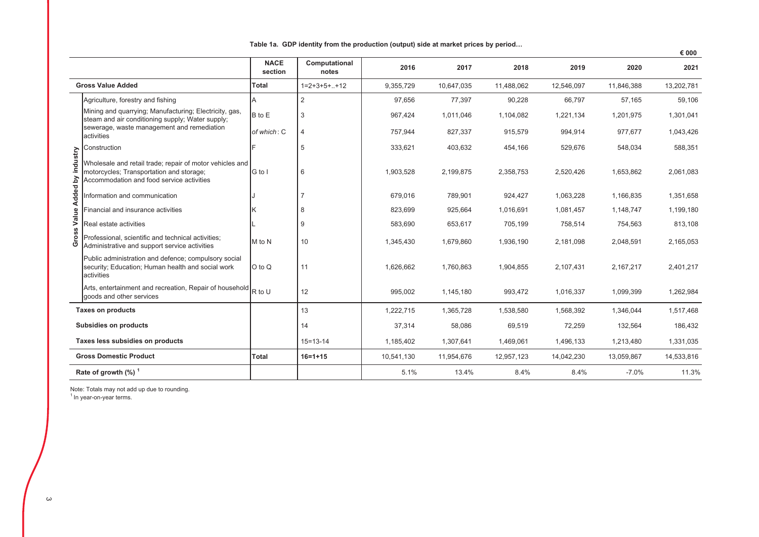**Table 1a. GDP identity from the production (output) side at market prices by period…**

€ 000

| | | NACE section | Computational notes | 2016 | 2017 | 2018 | 2019 | 2020 | 2021 |
|---|---|---|---|---|---|---|---|---|---|
| **Gross Value Added** | | **Total** | 1=2+3+5+..+12 | 9,355,729 | 10,647,035 | 11,488,062 | 12,546,097 | 11,846,388 | 13,202,781 |
| Gross Value Added by industry | Agriculture, forestry and fishing | A | 2 | 97,656 | 77,397 | 90,228 | 66,797 | 57,165 | 59,106 |
| | Mining and quarrying; Manufacturing; Electricity, gas, steam and air conditioning supply; Water supply; sewerage, waste management and remediation activities | B to E | 3 | 967,424 | 1,011,046 | 1,104,082 | 1,221,134 | 1,201,975 | 1,301,041 |
| | | *of which*: C | 4 | 757,944 | 827,337 | 915,579 | 994,914 | 977,677 | 1,043,426 |
| | Construction | F | 5 | 333,621 | 403,632 | 454,166 | 529,676 | 548,034 | 588,351 |
| | Wholesale and retail trade; repair of motor vehicles and motorcycles; Transportation and storage; Accommodation and food service activities | G to I | 6 | 1,903,528 | 2,199,875 | 2,358,753 | 2,520,426 | 1,653,862 | 2,061,083 |
| | Information and communication | J | 7 | 679,016 | 789,901 | 924,427 | 1,063,228 | 1,166,835 | 1,351,658 |
| | Financial and insurance activities | K | 8 | 823,699 | 925,664 | 1,016,691 | 1,081,457 | 1,148,747 | 1,199,180 |
| | Real estate activities | L | 9 | 583,690 | 653,617 | 705,199 | 758,514 | 754,563 | 813,108 |
| | Professional, scientific and technical activities; Administrative and support service activities | M to N | 10 | 1,345,430 | 1,679,860 | 1,936,190 | 2,181,098 | 2,048,591 | 2,165,053 |
| | Public administration and defence; compulsory social security; Education; Human health and social work activities | O to Q | 11 | 1,626,662 | 1,760,863 | 1,904,855 | 2,107,431 | 2,167,217 | 2,401,217 |
| | Arts, entertainment and recreation, Repair of household goods and other services | R to U | 12 | 995,002 | 1,145,180 | 993,472 | 1,016,337 | 1,099,399 | 1,262,984 |
| **Taxes on products** | | | 13 | 1,222,715 | 1,365,728 | 1,538,580 | 1,568,392 | 1,346,044 | 1,517,468 |
| **Subsidies on products** | | | 14 | 37,314 | 58,086 | 69,519 | 72,259 | 132,564 | 186,432 |
| **Taxes less subsidies on products** | | | 15=13-14 | 1,185,402 | 1,307,641 | 1,469,061 | 1,496,133 | 1,213,480 | 1,331,035 |
| **Gross Domestic Product** | | **Total** | **16=1+15** | 10,541,130 | 11,954,676 | 12,957,123 | 14,042,230 | 13,059,867 | 14,533,816 |
| **Rate of growth (%)** [1] | | | | 5.1% | 13.4% | 8.4% | 8.4% | -7.0% | 11.3% |

Note: Totals may not add up due to rounding.
[1] In year-on-year terms.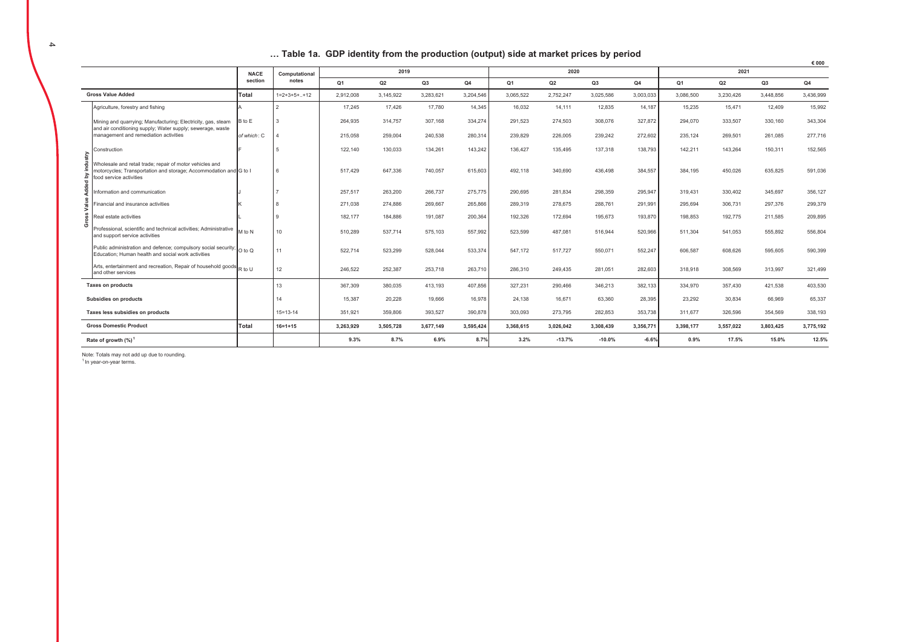## … Table 1a. GDP identity from the production (output) side at market prices by period

€ 000

| | | NACE section | Computational notes | 2019 | | | | 2020 | | | | 2021 | | | |
|---|---|---|---|---|---|---|---|---|---|---|---|---|---|---|---|
| | | | | Q1 | Q2 | Q3 | Q4 | Q1 | Q2 | Q3 | Q4 | Q1 | Q2 | Q3 | Q4 |
| **Gross Value Added** | | **Total** | 1=2+3+5+..+12 | 2,912,008 | 3,145,922 | 3,283,621 | 3,204,546 | 3,065,522 | 2,752,247 | 3,025,586 | 3,003,033 | 3,086,500 | 3,230,426 | 3,448,856 | 3,436,999 |
| Gross Value Added by industry | Agriculture, forestry and fishing | A | 2 | 17,245 | 17,426 | 17,780 | 14,345 | 16,032 | 14,111 | 12,835 | 14,187 | 15,235 | 15,471 | 12,409 | 15,992 |
| | Mining and quarrying; Manufacturing; Electricity, gas, steam and air conditioning supply; Water supply; sewerage, waste management and remediation activities | B to E | 3 | 264,935 | 314,757 | 307,168 | 334,274 | 291,523 | 274,503 | 308,076 | 327,872 | 294,070 | 333,507 | 330,160 | 343,304 |
| | | *of which*: C | 4 | 215,058 | 259,004 | 240,538 | 280,314 | 239,829 | 226,005 | 239,242 | 272,602 | 235,124 | 269,501 | 261,085 | 277,716 |
| | Construction | F | 5 | 122,140 | 130,033 | 134,261 | 143,242 | 136,427 | 135,495 | 137,318 | 138,793 | 142,211 | 143,264 | 150,311 | 152,565 |
| | Wholesale and retail trade; repair of motor vehicles and motorcycles; Transportation and storage; Accommodation and food service activities | G to I | 6 | 517,429 | 647,336 | 740,057 | 615,603 | 492,118 | 340,690 | 436,498 | 384,557 | 384,195 | 450,026 | 635,825 | 591,036 |
| | Information and communication | J | 7 | 257,517 | 263,200 | 266,737 | 275,775 | 290,695 | 281,834 | 298,359 | 295,947 | 319,431 | 330,402 | 345,697 | 356,127 |
| | Financial and insurance activities | K | 8 | 271,038 | 274,886 | 269,667 | 265,866 | 289,319 | 278,675 | 288,761 | 291,991 | 295,694 | 306,731 | 297,376 | 299,379 |
| | Real estate activities | L | 9 | 182,177 | 184,886 | 191,087 | 200,364 | 192,326 | 172,694 | 195,673 | 193,870 | 198,853 | 192,775 | 211,585 | 209,895 |
| | Professional, scientific and technical activities; Administrative and support service activities | M to N | 10 | 510,289 | 537,714 | 575,103 | 557,992 | 523,599 | 487,081 | 516,944 | 520,966 | 511,304 | 541,053 | 555,892 | 556,804 |
| | Public administration and defence; compulsory social security; Education; Human health and social work activities | O to Q | 11 | 522,714 | 523,299 | 528,044 | 533,374 | 547,172 | 517,727 | 550,071 | 552,247 | 606,587 | 608,626 | 595,605 | 590,399 |
| | Arts, entertainment and recreation, Repair of household goods and other services | R to U | 12 | 246,522 | 252,387 | 253,718 | 263,710 | 286,310 | 249,435 | 281,051 | 282,603 | 318,918 | 308,569 | 313,997 | 321,499 |
| **Taxes on products** | | | 13 | 367,309 | 380,035 | 413,193 | 407,856 | 327,231 | 290,466 | 346,213 | 382,133 | 334,970 | 357,430 | 421,538 | 403,530 |
| **Subsidies on products** | | | 14 | 15,387 | 20,228 | 19,666 | 16,978 | 24,138 | 16,671 | 63,360 | 28,395 | 23,292 | 30,834 | 66,969 | 65,337 |
| **Taxes less subsidies on products** | | | 15=13-14 | 351,921 | 359,806 | 393,527 | 390,878 | 303,093 | 273,795 | 282,853 | 353,738 | 311,677 | 326,596 | 354,569 | 338,193 |
| **Gross Domestic Product** | | **Total** | **16=1+15** | **3,263,929** | **3,505,728** | **3,677,149** | **3,595,424** | **3,368,615** | **3,026,042** | **3,308,439** | **3,356,771** | **3,398,177** | **3,557,022** | **3,803,425** | **3,775,192** |
| **Rate of growth (%)**[1] | | | | **9.3%** | **8.7%** | **6.9%** | **8.7%** | **3.2%** | **-13.7%** | **-10.0%** | **-6.6%** | **0.9%** | **17.5%** | **15.0%** | **12.5%** |

Note: Totals may not add up due to rounding.

[1] In year-on-year terms.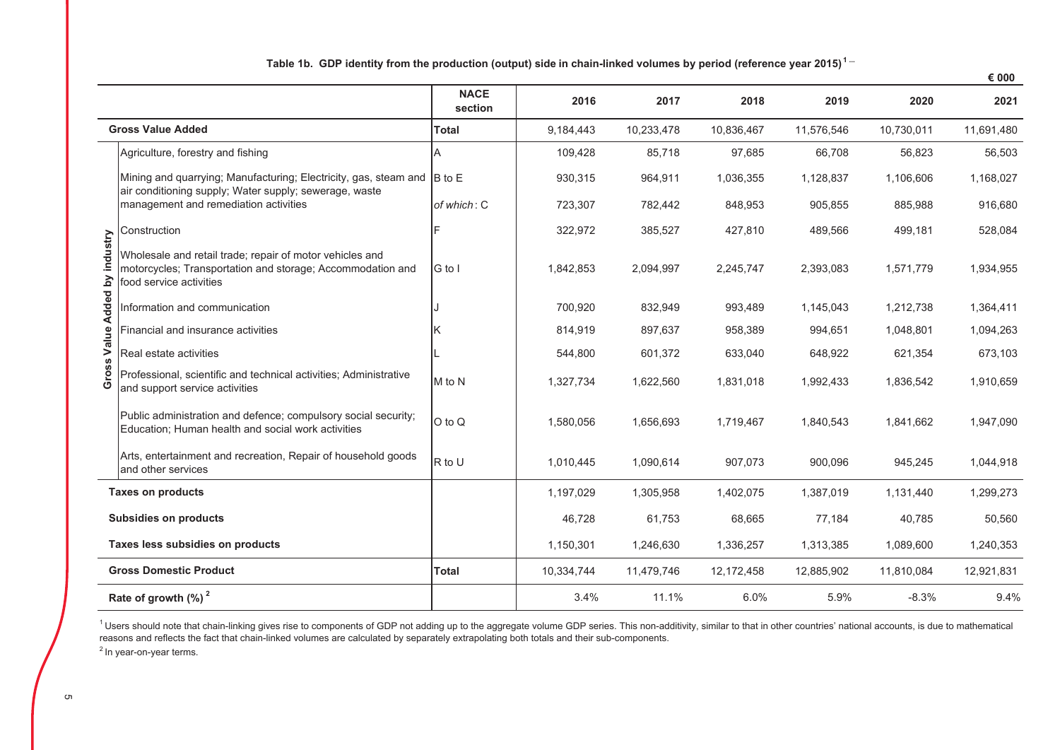**Table 1b. GDP identity from the production (output) side in chain-linked volumes by period (reference year 2015)[1] ...**

€ 000

| | | NACE section | 2016 | 2017 | 2018 | 2019 | 2020 | 2021 |
|---|---|---|---|---|---|---|---|---|
| **Gross Value Added** | | **Total** | 9,184,443 | 10,233,478 | 10,836,467 | 11,576,546 | 10,730,011 | 11,691,480 |
| Gross Value Added by industry | Agriculture, forestry and fishing | A | 109,428 | 85,718 | 97,685 | 66,708 | 56,823 | 56,503 |
| | Mining and quarrying; Manufacturing; Electricity, gas, steam and air conditioning supply; Water supply; sewerage, waste management and remediation activities | B to E | 930,315 | 964,911 | 1,036,355 | 1,128,837 | 1,106,606 | 1,168,027 |
| | | *of which*: C | 723,307 | 782,442 | 848,953 | 905,855 | 885,988 | 916,680 |
| | Construction | F | 322,972 | 385,527 | 427,810 | 489,566 | 499,181 | 528,084 |
| | Wholesale and retail trade; repair of motor vehicles and motorcycles; Transportation and storage; Accommodation and food service activities | G to I | 1,842,853 | 2,094,997 | 2,245,747 | 2,393,083 | 1,571,779 | 1,934,955 |
| | Information and communication | J | 700,920 | 832,949 | 993,489 | 1,145,043 | 1,212,738 | 1,364,411 |
| | Financial and insurance activities | K | 814,919 | 897,637 | 958,389 | 994,651 | 1,048,801 | 1,094,263 |
| | Real estate activities | L | 544,800 | 601,372 | 633,040 | 648,922 | 621,354 | 673,103 |
| | Professional, scientific and technical activities; Administrative and support service activities | M to N | 1,327,734 | 1,622,560 | 1,831,018 | 1,992,433 | 1,836,542 | 1,910,659 |
| | Public administration and defence; compulsory social security; Education; Human health and social work activities | O to Q | 1,580,056 | 1,656,693 | 1,719,467 | 1,840,543 | 1,841,662 | 1,947,090 |
| | Arts, entertainment and recreation, Repair of household goods and other services | R to U | 1,010,445 | 1,090,614 | 907,073 | 900,096 | 945,245 | 1,044,918 |
| **Taxes on products** | | | 1,197,029 | 1,305,958 | 1,402,075 | 1,387,019 | 1,131,440 | 1,299,273 |
| **Subsidies on products** | | | 46,728 | 61,753 | 68,665 | 77,184 | 40,785 | 50,560 |
| **Taxes less subsidies on products** | | | 1,150,301 | 1,246,630 | 1,336,257 | 1,313,385 | 1,089,600 | 1,240,353 |
| **Gross Domestic Product** | | **Total** | 10,334,744 | 11,479,746 | 12,172,458 | 12,885,902 | 11,810,084 | 12,921,831 |
| **Rate of growth (%)[2]** | | | 3.4% | 11.1% | 6.0% | 5.9% | -8.3% | 9.4% |

[1] Users should note that chain-linking gives rise to components of GDP not adding up to the aggregate volume GDP series. This non-additivity, similar to that in other countries' national accounts, is due to mathematical reasons and reflects the fact that chain-linked volumes are calculated by separately extrapolating both totals and their sub-components.

[2] In year-on-year terms.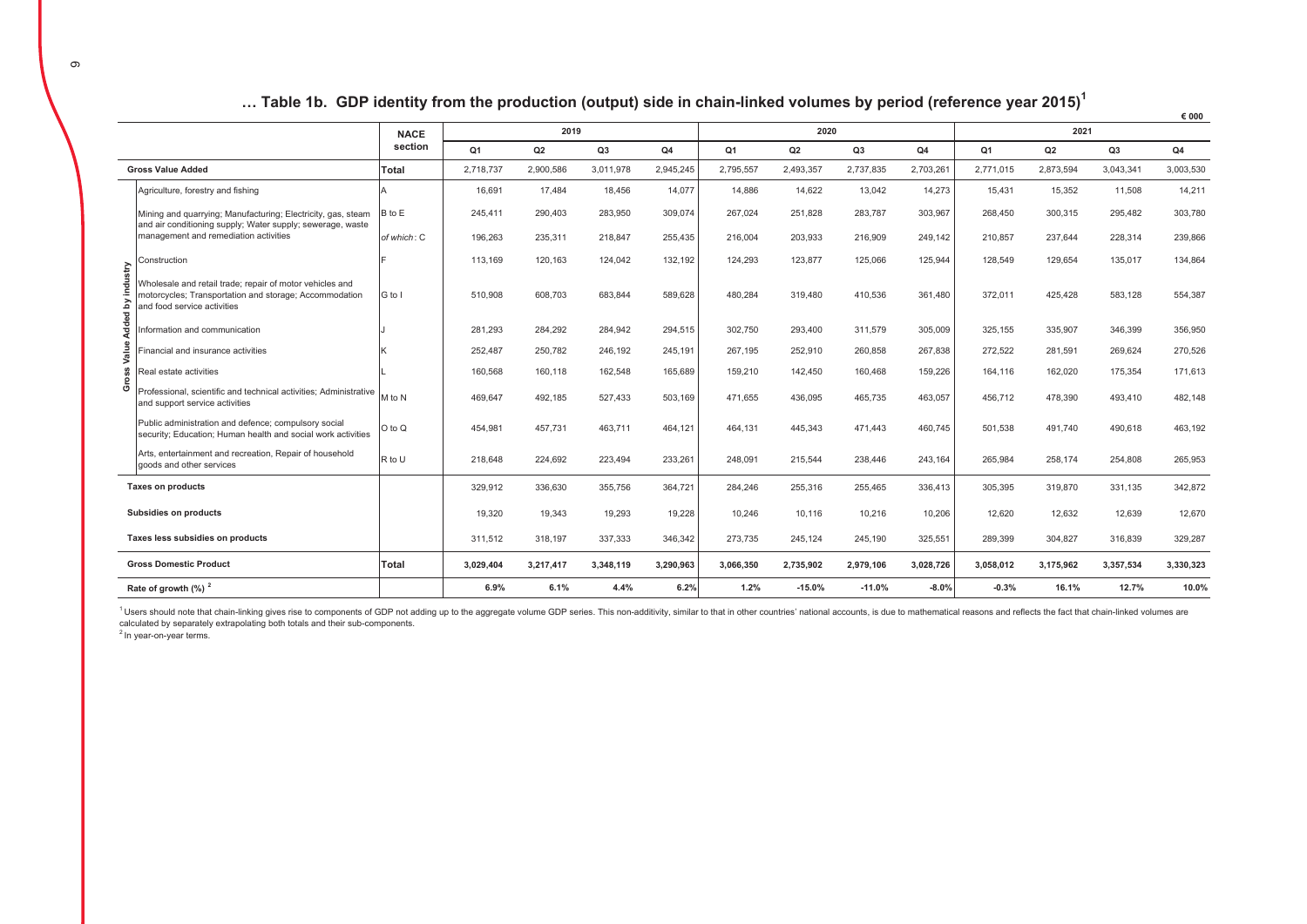# … Table 1b. GDP identity from the production (output) side in chain-linked volumes by period (reference year 2015)[1]

€ 000

| | | NACE section | 2019 | | | | 2020 | | | | 2021 | | | |
|---|---|---|---|---|---|---|---|---|---|---|---|---|---|---|
| | | | Q1 | Q2 | Q3 | Q4 | Q1 | Q2 | Q3 | Q4 | Q1 | Q2 | Q3 | Q4 |
| **Gross Value Added** | | **Total** | 2,718,737 | 2,900,586 | 3,011,978 | 2,945,245 | 2,795,557 | 2,493,357 | 2,737,835 | 2,703,261 | 2,771,015 | 2,873,594 | 3,043,341 | 3,003,530 |
| Gross Value Added by industry | Agriculture, forestry and fishing | A | 16,691 | 17,484 | 18,456 | 14,077 | 14,886 | 14,622 | 13,042 | 14,273 | 15,431 | 15,352 | 11,508 | 14,211 |
| | Mining and quarrying; Manufacturing; Electricity, gas, steam and air conditioning supply; Water supply; sewerage, waste management and remediation activities | B to E | 245,411 | 290,403 | 283,950 | 309,074 | 267,024 | 251,828 | 283,787 | 303,967 | 268,450 | 300,315 | 295,482 | 303,780 |
| | | *of which*: C | 196,263 | 235,311 | 218,847 | 255,435 | 216,004 | 203,933 | 216,909 | 249,142 | 210,857 | 237,644 | 228,314 | 239,866 |
| | Construction | F | 113,169 | 120,163 | 124,042 | 132,192 | 124,293 | 123,877 | 125,066 | 125,944 | 128,549 | 129,654 | 135,017 | 134,864 |
| | Wholesale and retail trade; repair of motor vehicles and motorcycles; Transportation and storage; Accommodation and food service activities | G to I | 510,908 | 608,703 | 683,844 | 589,628 | 480,284 | 319,480 | 410,536 | 361,480 | 372,011 | 425,428 | 583,128 | 554,387 |
| | Information and communication | J | 281,293 | 284,292 | 284,942 | 294,515 | 302,750 | 293,400 | 311,579 | 305,009 | 325,155 | 335,907 | 346,399 | 356,950 |
| | Financial and insurance activities | K | 252,487 | 250,782 | 246,192 | 245,191 | 267,195 | 252,910 | 260,858 | 267,838 | 272,522 | 281,591 | 269,624 | 270,526 |
| | Real estate activities | L | 160,568 | 160,118 | 162,548 | 165,689 | 159,210 | 142,450 | 160,468 | 159,226 | 164,116 | 162,020 | 175,354 | 171,613 |
| | Professional, scientific and technical activities; Administrative and support service activities | M to N | 469,647 | 492,185 | 527,433 | 503,169 | 471,655 | 436,095 | 465,735 | 463,057 | 456,712 | 478,390 | 493,410 | 482,148 |
| | Public administration and defence; compulsory social security; Education; Human health and social work activities | O to Q | 454,981 | 457,731 | 463,711 | 464,121 | 464,131 | 445,343 | 471,443 | 460,745 | 501,538 | 491,740 | 490,618 | 463,192 |
| | Arts, entertainment and recreation, Repair of household goods and other services | R to U | 218,648 | 224,692 | 223,494 | 233,261 | 248,091 | 215,544 | 238,446 | 243,164 | 265,984 | 258,174 | 254,808 | 265,953 |
| **Taxes on products** | | | 329,912 | 336,630 | 355,756 | 364,721 | 284,246 | 255,316 | 255,465 | 336,413 | 305,395 | 319,870 | 331,135 | 342,872 |
| **Subsidies on products** | | | 19,320 | 19,343 | 19,293 | 19,228 | 10,246 | 10,116 | 10,216 | 10,206 | 12,620 | 12,632 | 12,639 | 12,670 |
| **Taxes less subsidies on products** | | | 311,512 | 318,197 | 337,333 | 346,342 | 273,735 | 245,124 | 245,190 | 325,551 | 289,399 | 304,827 | 316,839 | 329,287 |
| **Gross Domestic Product** | | **Total** | **3,029,404** | **3,217,417** | **3,348,119** | **3,290,963** | **3,066,350** | **2,735,902** | **2,979,106** | **3,028,726** | **3,058,012** | **3,175,962** | **3,357,534** | **3,330,323** |
| **Rate of growth (%)** [2] | | | **6.9%** | **6.1%** | **4.4%** | **6.2%** | **1.2%** | **-15.0%** | **-11.0%** | **-8.0%** | **-0.3%** | **16.1%** | **12.7%** | **10.0%** |

[1] Users should note that chain-linking gives rise to components of GDP not adding up to the aggregate volume GDP series. This non-additivity, similar to that in other countries' national accounts, is due to mathematical reasons and reflects the fact that chain-linked volumes are calculated by separately extrapolating both totals and their sub-components.

[2] In year-on-year terms.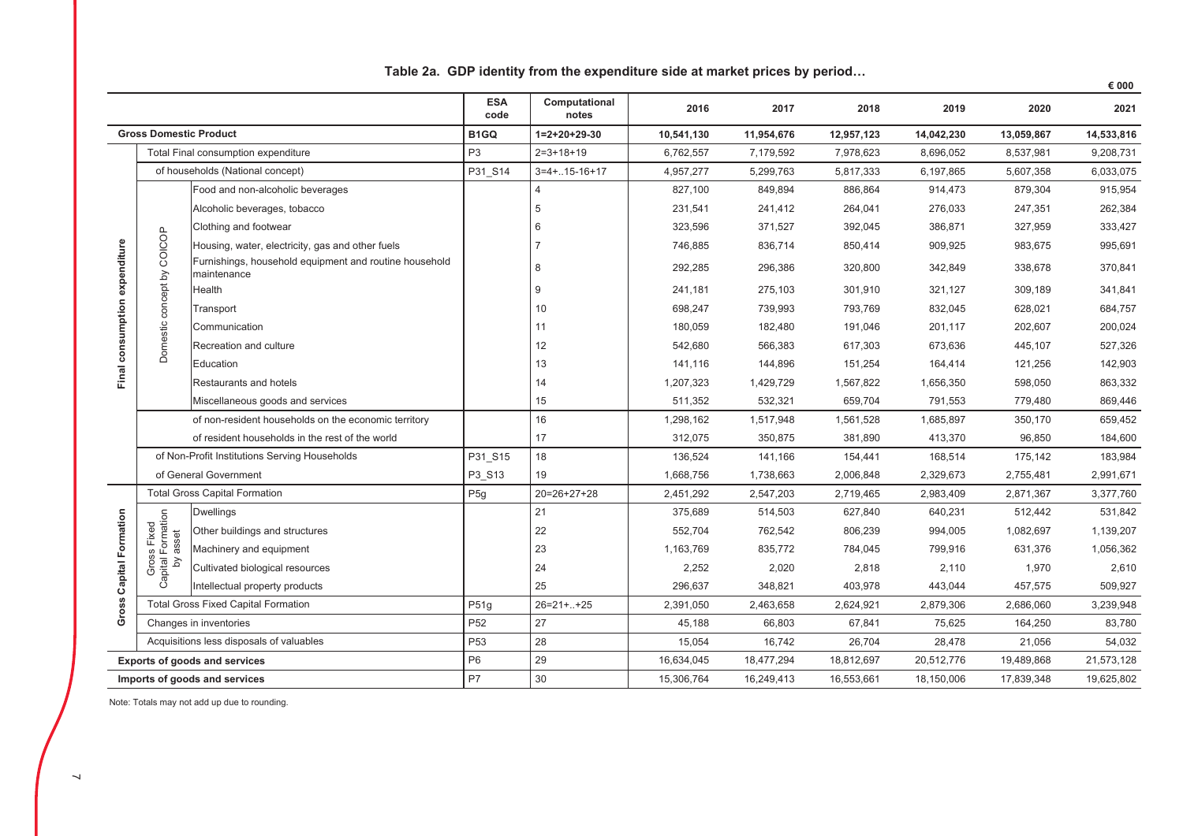## Table 2a. GDP identity from the expenditure side at market prices by period…

€ 000

| | | | ESA code | Computational notes | 2016 | 2017 | 2018 | 2019 | 2020 | 2021 |
|---|---|---|---|---|---|---|---|---|---|---|
| **Gross Domestic Product** | | | **B1GQ** | **1=2+20+29-30** | **10,541,130** | **11,954,676** | **12,957,123** | **14,042,230** | **13,059,867** | **14,533,816** |
| **Final consumption expenditure** | Total Final consumption expenditure | | P3 | 2=3+18+19 | 6,762,557 | 7,179,592 | 7,978,623 | 8,696,052 | 8,537,981 | 9,208,731 |
| | of households (National concept) | | P31_S14 | 3=4+..15-16+17 | 4,957,277 | 5,299,763 | 5,817,333 | 6,197,865 | 5,607,358 | 6,033,075 |
| | Domestic concept by COICOP | Food and non-alcoholic beverages | | 4 | 827,100 | 849,894 | 886,864 | 914,473 | 879,304 | 915,954 |
| | | Alcoholic beverages, tobacco | | 5 | 231,541 | 241,412 | 264,041 | 276,033 | 247,351 | 262,384 |
| | | Clothing and footwear | | 6 | 323,596 | 371,527 | 392,045 | 386,871 | 327,959 | 333,427 |
| | | Housing, water, electricity, gas and other fuels | | 7 | 746,885 | 836,714 | 850,414 | 909,925 | 983,675 | 995,691 |
| | | Furnishings, household equipment and routine household maintenance | | 8 | 292,285 | 296,386 | 320,800 | 342,849 | 338,678 | 370,841 |
| | | Health | | 9 | 241,181 | 275,103 | 301,910 | 321,127 | 309,189 | 341,841 |
| | | Transport | | 10 | 698,247 | 739,993 | 793,769 | 832,045 | 628,021 | 684,757 |
| | | Communication | | 11 | 180,059 | 182,480 | 191,046 | 201,117 | 202,607 | 200,024 |
| | | Recreation and culture | | 12 | 542,680 | 566,383 | 617,303 | 673,636 | 445,107 | 527,326 |
| | | Education | | 13 | 141,116 | 144,896 | 151,254 | 164,414 | 121,256 | 142,903 |
| | | Restaurants and hotels | | 14 | 1,207,323 | 1,429,729 | 1,567,822 | 1,656,350 | 598,050 | 863,332 |
| | | Miscellaneous goods and services | | 15 | 511,352 | 532,321 | 659,704 | 791,553 | 779,480 | 869,446 |
| | | of non-resident households on the economic territory | | 16 | 1,298,162 | 1,517,948 | 1,561,528 | 1,685,897 | 350,170 | 659,452 |
| | | of resident households in the rest of the world | | 17 | 312,075 | 350,875 | 381,890 | 413,370 | 96,850 | 184,600 |
| | of Non-Profit Institutions Serving Households | | P31_S15 | 18 | 136,524 | 141,166 | 154,441 | 168,514 | 175,142 | 183,984 |
| | of General Government | | P3_S13 | 19 | 1,668,756 | 1,738,663 | 2,006,848 | 2,329,673 | 2,755,481 | 2,991,671 |
| **Gross Capital Formation** | Total Gross Capital Formation | | P5g | 20=26+27+28 | 2,451,292 | 2,547,203 | 2,719,465 | 2,983,409 | 2,871,367 | 3,377,760 |
| | Gross Fixed Capital Formation by asset | Dwellings | | 21 | 375,689 | 514,503 | 627,840 | 640,231 | 512,442 | 531,842 |
| | | Other buildings and structures | | 22 | 552,704 | 762,542 | 806,239 | 994,005 | 1,082,697 | 1,139,207 |
| | | Machinery and equipment | | 23 | 1,163,769 | 835,772 | 784,045 | 799,916 | 631,376 | 1,056,362 |
| | | Cultivated biological resources | | 24 | 2,252 | 2,020 | 2,818 | 2,110 | 1,970 | 2,610 |
| | | Intellectual property products | | 25 | 296,637 | 348,821 | 403,978 | 443,044 | 457,575 | 509,927 |
| | Total Gross Fixed Capital Formation | | P51g | 26=21+..+25 | 2,391,050 | 2,463,658 | 2,624,921 | 2,879,306 | 2,686,060 | 3,239,948 |
| | Changes in inventories | | P52 | 27 | 45,188 | 66,803 | 67,841 | 75,625 | 164,250 | 83,780 |
| | Acquisitions less disposals of valuables | | P53 | 28 | 15,054 | 16,742 | 26,704 | 28,478 | 21,056 | 54,032 |
| **Exports of goods and services** | | | P6 | 29 | 16,634,045 | 18,477,294 | 18,812,697 | 20,512,776 | 19,489,868 | 21,573,128 |
| **Imports of goods and services** | | | P7 | 30 | 15,306,764 | 16,249,413 | 16,553,661 | 18,150,006 | 17,839,348 | 19,625,802 |

Note: Totals may not add up due to rounding.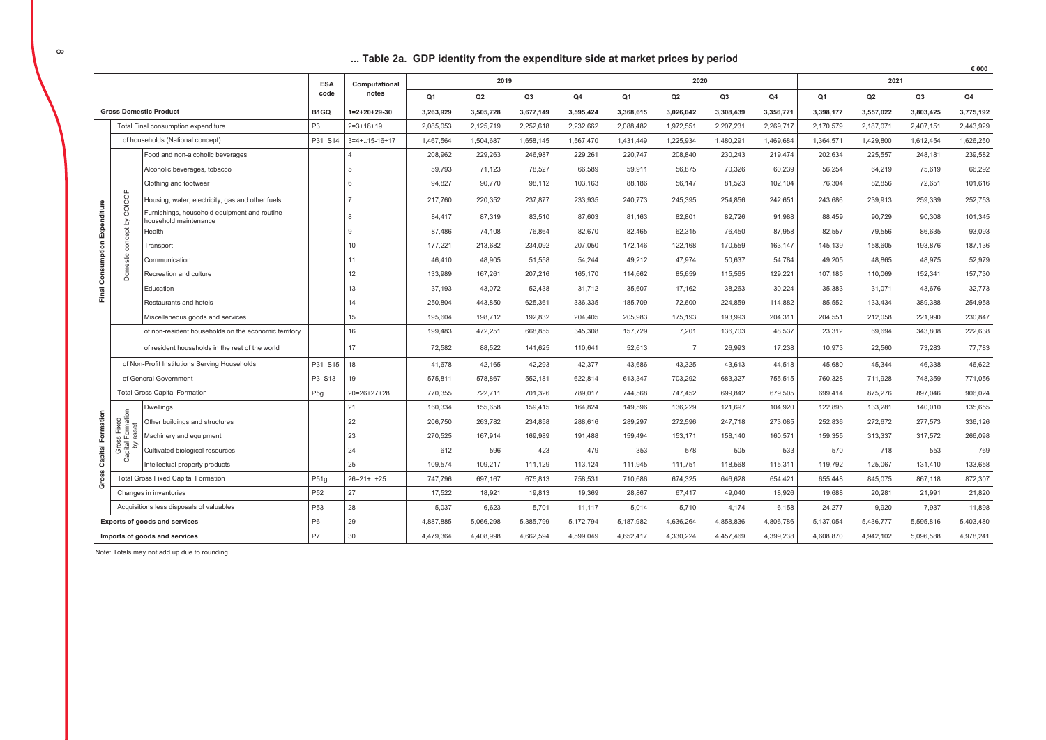## ... Table 2a. GDP identity from the expenditure side at market prices by period

€ 000

| | | | ESA code | Computational notes | 2019 Q1 | 2019 Q2 | 2019 Q3 | 2019 Q4 | 2020 Q1 | 2020 Q2 | 2020 Q3 | 2020 Q4 | 2021 Q1 | 2021 Q2 | 2021 Q3 | 2021 Q4 |
|---|---|---|---|---|---|---|---|---|---|---|---|---|---|---|---|---|
| **Gross Domestic Product** | | | **B1GQ** | **1=2+20+29-30** | **3,263,929** | **3,505,728** | **3,677,149** | **3,595,424** | **3,368,615** | **3,026,042** | **3,308,439** | **3,356,771** | **3,398,177** | **3,557,022** | **3,803,425** | **3,775,192** |
| **Final Consumption Expenditure** | Total Final consumption expenditure | | P3 | 2=3+18+19 | 2,085,053 | 2,125,719 | 2,252,618 | 2,232,662 | 2,088,482 | 1,972,551 | 2,207,231 | 2,269,717 | 2,170,579 | 2,187,071 | 2,407,151 | 2,443,929 |
| | of households (National concept) | | P31_S14 | 3=4+..15-16+17 | 1,467,564 | 1,504,687 | 1,658,145 | 1,567,470 | 1,431,449 | 1,225,934 | 1,480,291 | 1,469,684 | 1,364,571 | 1,429,800 | 1,612,454 | 1,626,250 |
| | Domestic concept by COICOP | Food and non-alcoholic beverages | | 4 | 208,962 | 229,263 | 246,987 | 229,261 | 220,747 | 208,840 | 230,243 | 219,474 | 202,634 | 225,557 | 248,181 | 239,582 |
| | | Alcoholic beverages, tobacco | | 5 | 59,793 | 71,123 | 78,527 | 66,589 | 59,911 | 56,875 | 70,326 | 60,239 | 56,254 | 64,219 | 75,619 | 66,292 |
| | | Clothing and footwear | | 6 | 94,827 | 90,770 | 98,112 | 103,163 | 88,186 | 56,147 | 81,523 | 102,104 | 76,304 | 82,856 | 72,651 | 101,616 |
| | | Housing, water, electricity, gas and other fuels | | 7 | 217,760 | 220,352 | 237,877 | 233,935 | 240,773 | 245,395 | 254,856 | 242,651 | 243,686 | 239,913 | 259,339 | 252,753 |
| | | Furnishings, household equipment and routine household maintenance | | 8 | 84,417 | 87,319 | 83,510 | 87,603 | 81,163 | 82,801 | 82,726 | 91,988 | 88,459 | 90,729 | 90,308 | 101,345 |
| | | Health | | 9 | 87,486 | 74,108 | 76,864 | 82,670 | 82,465 | 62,315 | 76,450 | 87,958 | 82,557 | 79,556 | 86,635 | 93,093 |
| | | Transport | | 10 | 177,221 | 213,682 | 234,092 | 207,050 | 172,146 | 122,168 | 170,559 | 163,147 | 145,139 | 158,605 | 193,876 | 187,136 |
| | | Communication | | 11 | 46,410 | 48,905 | 51,558 | 54,244 | 49,212 | 47,974 | 50,637 | 54,784 | 49,205 | 48,865 | 48,975 | 52,979 |
| | | Recreation and culture | | 12 | 133,989 | 167,261 | 207,216 | 165,170 | 114,662 | 85,659 | 115,565 | 129,221 | 107,185 | 110,069 | 152,341 | 157,730 |
| | | Education | | 13 | 37,193 | 43,072 | 52,438 | 31,712 | 35,607 | 17,162 | 38,263 | 30,224 | 35,383 | 31,071 | 43,676 | 32,773 |
| | | Restaurants and hotels | | 14 | 250,804 | 443,850 | 625,361 | 336,335 | 185,709 | 72,600 | 224,859 | 114,882 | 85,552 | 133,434 | 389,388 | 254,958 |
| | | Miscellaneous goods and services | | 15 | 195,604 | 198,712 | 192,832 | 204,405 | 205,983 | 175,193 | 193,993 | 204,311 | 204,551 | 212,058 | 221,990 | 230,847 |
| | of non-resident households on the economic territory | | | 16 | 199,483 | 472,251 | 668,855 | 345,308 | 157,729 | 7,201 | 136,703 | 48,537 | 23,312 | 69,694 | 343,808 | 222,638 |
| | of resident households in the rest of the world | | | 17 | 72,582 | 88,522 | 141,625 | 110,641 | 52,613 | 7 | 26,993 | 17,238 | 10,973 | 22,560 | 73,283 | 77,783 |
| | of Non-Profit Institutions Serving Households | | P31_S15 | 18 | 41,678 | 42,165 | 42,293 | 42,377 | 43,686 | 43,325 | 43,613 | 44,518 | 45,680 | 45,344 | 46,338 | 46,622 |
| | of General Government | | P3_S13 | 19 | 575,811 | 578,867 | 552,181 | 622,814 | 613,347 | 703,292 | 683,327 | 755,515 | 760,328 | 711,928 | 748,359 | 771,056 |
| **Gross Capital Formation** | Total Gross Capital Formation | | P5g | 20=26+27+28 | 770,355 | 722,711 | 701,326 | 789,017 | 744,568 | 747,452 | 699,842 | 679,505 | 699,414 | 875,276 | 897,046 | 906,024 |
| | Gross Fixed Capital Formation by asset | Dwellings | | 21 | 160,334 | 155,658 | 159,415 | 164,824 | 149,596 | 136,229 | 121,697 | 104,920 | 122,895 | 133,281 | 140,010 | 135,655 |
| | | Other buildings and structures | | 22 | 206,750 | 263,782 | 234,858 | 288,616 | 289,297 | 272,596 | 247,718 | 273,085 | 252,836 | 272,672 | 277,573 | 336,126 |
| | | Machinery and equipment | | 23 | 270,525 | 167,914 | 169,989 | 191,488 | 159,494 | 153,171 | 158,140 | 160,571 | 159,355 | 313,337 | 317,572 | 266,098 |
| | | Cultivated biological resources | | 24 | 612 | 596 | 423 | 479 | 353 | 578 | 505 | 533 | 570 | 718 | 553 | 769 |
| | | Intellectual property products | | 25 | 109,574 | 109,217 | 111,129 | 113,124 | 111,945 | 111,751 | 118,568 | 115,311 | 119,792 | 125,067 | 131,410 | 133,658 |
| | Total Gross Fixed Capital Formation | | P51g | 26=21+..+25 | 747,796 | 697,167 | 675,813 | 758,531 | 710,686 | 674,325 | 646,628 | 654,421 | 655,448 | 845,075 | 867,118 | 872,307 |
| | Changes in inventories | | P52 | 27 | 17,522 | 18,921 | 19,813 | 19,369 | 28,867 | 67,417 | 49,040 | 18,926 | 19,688 | 20,281 | 21,991 | 21,820 |
| | Acquisitions less disposals of valuables | | P53 | 28 | 5,037 | 6,623 | 5,701 | 11,117 | 5,014 | 5,710 | 4,174 | 6,158 | 24,277 | 9,920 | 7,937 | 11,898 |
| **Exports of goods and services** | | | P6 | 29 | 4,887,885 | 5,066,298 | 5,385,799 | 5,172,794 | 5,187,982 | 4,636,264 | 4,858,836 | 4,806,786 | 5,137,054 | 5,436,777 | 5,595,816 | 5,403,480 |
| **Imports of goods and services** | | | P7 | 30 | 4,479,364 | 4,408,998 | 4,662,594 | 4,599,049 | 4,652,417 | 4,330,224 | 4,457,469 | 4,399,238 | 4,608,870 | 4,942,102 | 5,096,588 | 4,978,241 |

Note: Totals may not add up due to rounding.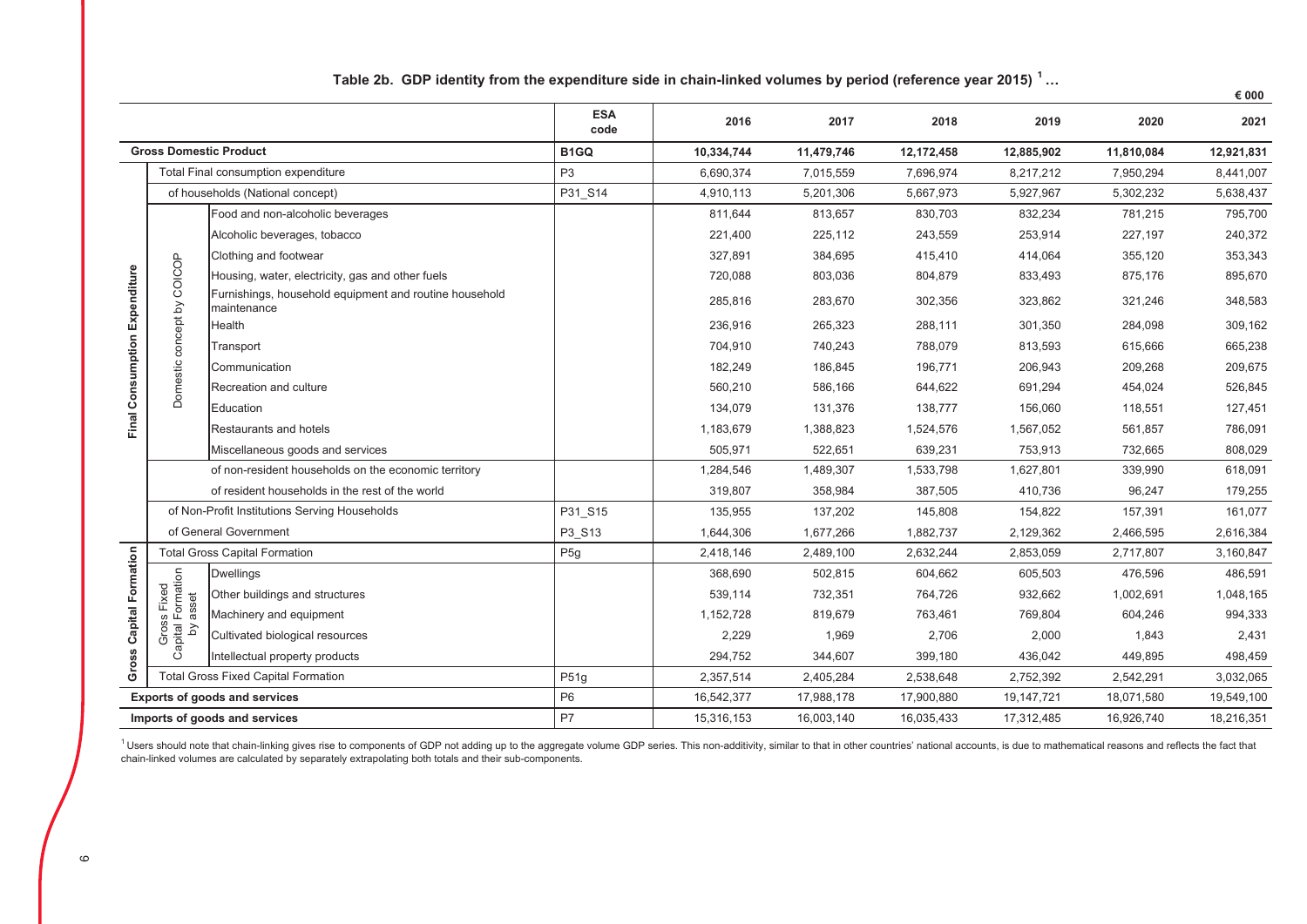### Table 2b. GDP identity from the expenditure side in chain-linked volumes by period (reference year 2015) [1] …

€ 000

| | | | ESA code | 2016 | 2017 | 2018 | 2019 | 2020 | 2021 |
|---|---|---|---|---|---|---|---|---|---|
| **Gross Domestic Product** | | | **B1GQ** | **10,334,744** | **11,479,746** | **12,172,458** | **12,885,902** | **11,810,084** | **12,921,831** |
| **Final Consumption Expenditure** | Total Final consumption expenditure | | P3 | 6,690,374 | 7,015,559 | 7,696,974 | 8,217,212 | 7,950,294 | 8,441,007 |
| | of households (National concept) | | P31_S14 | 4,910,113 | 5,201,306 | 5,667,973 | 5,927,967 | 5,302,232 | 5,638,437 |
| | Domestic concept by COICOP | Food and non-alcoholic beverages | | 811,644 | 813,657 | 830,703 | 832,234 | 781,215 | 795,700 |
| | | Alcoholic beverages, tobacco | | 221,400 | 225,112 | 243,559 | 253,914 | 227,197 | 240,372 |
| | | Clothing and footwear | | 327,891 | 384,695 | 415,410 | 414,064 | 355,120 | 353,343 |
| | | Housing, water, electricity, gas and other fuels | | 720,088 | 803,036 | 804,879 | 833,493 | 875,176 | 895,670 |
| | | Furnishings, household equipment and routine household maintenance | | 285,816 | 283,670 | 302,356 | 323,862 | 321,246 | 348,583 |
| | | Health | | 236,916 | 265,323 | 288,111 | 301,350 | 284,098 | 309,162 |
| | | Transport | | 704,910 | 740,243 | 788,079 | 813,593 | 615,666 | 665,238 |
| | | Communication | | 182,249 | 186,845 | 196,771 | 206,943 | 209,268 | 209,675 |
| | | Recreation and culture | | 560,210 | 586,166 | 644,622 | 691,294 | 454,024 | 526,845 |
| | | Education | | 134,079 | 131,376 | 138,777 | 156,060 | 118,551 | 127,451 |
| | | Restaurants and hotels | | 1,183,679 | 1,388,823 | 1,524,576 | 1,567,052 | 561,857 | 786,091 |
| | | Miscellaneous goods and services | | 505,971 | 522,651 | 639,231 | 753,913 | 732,665 | 808,029 |
| | | of non-resident households on the economic territory | | 1,284,546 | 1,489,307 | 1,533,798 | 1,627,801 | 339,990 | 618,091 |
| | | of resident households in the rest of the world | | 319,807 | 358,984 | 387,505 | 410,736 | 96,247 | 179,255 |
| | of Non-Profit Institutions Serving Households | | P31_S15 | 135,955 | 137,202 | 145,808 | 154,822 | 157,391 | 161,077 |
| | of General Government | | P3_S13 | 1,644,306 | 1,677,266 | 1,882,737 | 2,129,362 | 2,466,595 | 2,616,384 |
| **Gross Capital Formation** | Total Gross Capital Formation | | P5g | 2,418,146 | 2,489,100 | 2,632,244 | 2,853,059 | 2,717,807 | 3,160,847 |
| | Gross Fixed Capital Formation by asset | Dwellings | | 368,690 | 502,815 | 604,662 | 605,503 | 476,596 | 486,591 |
| | | Other buildings and structures | | 539,114 | 732,351 | 764,726 | 932,662 | 1,002,691 | 1,048,165 |
| | | Machinery and equipment | | 1,152,728 | 819,679 | 763,461 | 769,804 | 604,246 | 994,333 |
| | | Cultivated biological resources | | 2,229 | 1,969 | 2,706 | 2,000 | 1,843 | 2,431 |
| | | Intellectual property products | | 294,752 | 344,607 | 399,180 | 436,042 | 449,895 | 498,459 |
| | Total Gross Fixed Capital Formation | | P51g | 2,357,514 | 2,405,284 | 2,538,648 | 2,752,392 | 2,542,291 | 3,032,065 |
| **Exports of goods and services** | | | P6 | 16,542,377 | 17,988,178 | 17,900,880 | 19,147,721 | 18,071,580 | 19,549,100 |
| **Imports of goods and services** | | | P7 | 15,316,153 | 16,003,140 | 16,035,433 | 17,312,485 | 16,926,740 | 18,216,351 |

[1] Users should note that chain-linking gives rise to components of GDP not adding up to the aggregate volume GDP series. This non-additivity, similar to that in other countries' national accounts, is due to mathematical reasons and reflects the fact that chain-linked volumes are calculated by separately extrapolating both totals and their sub-components.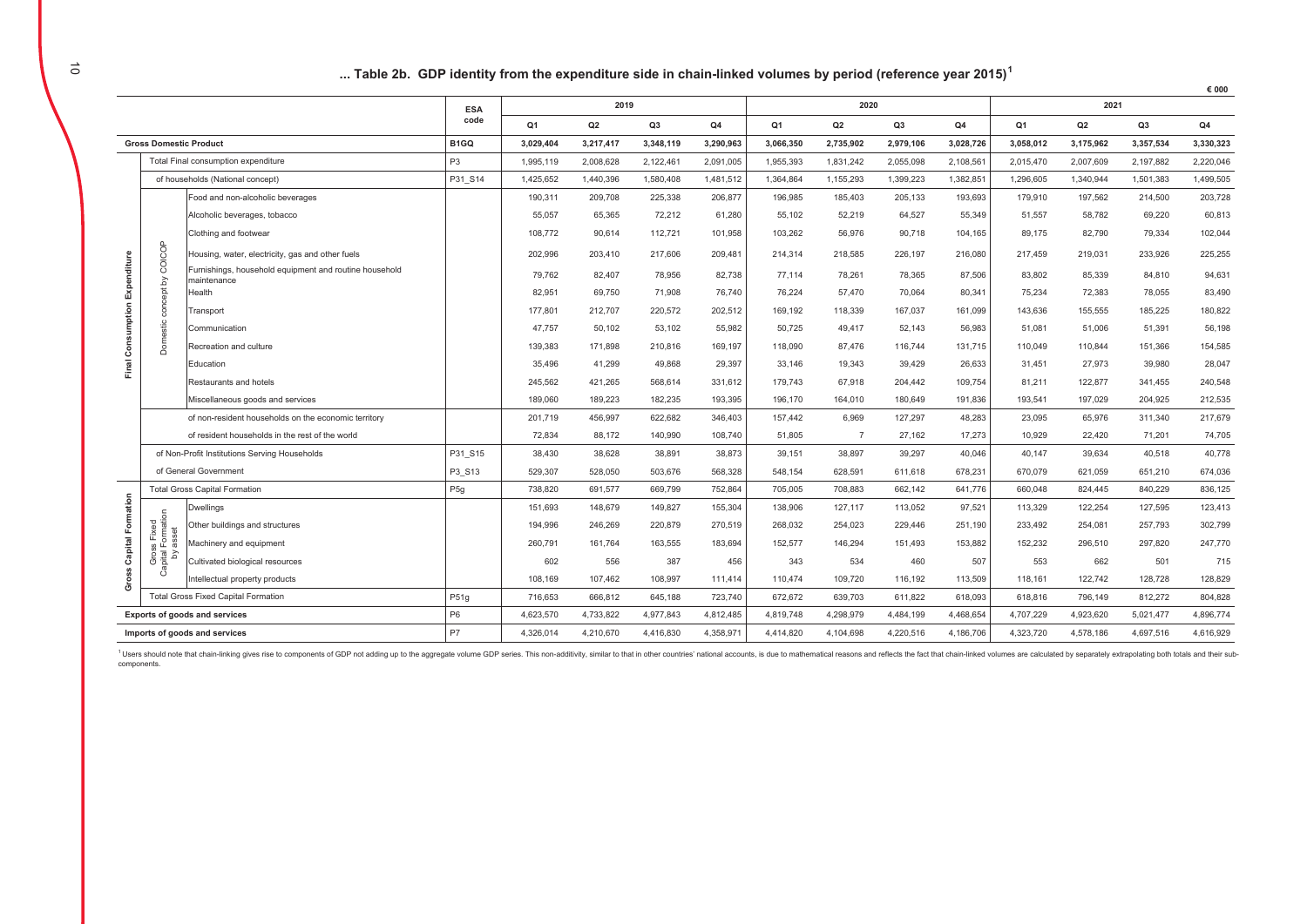## ... Table 2b. GDP identity from the expenditure side in chain-linked volumes by period (reference year 2015)[1]

€ 000

| | | | ESA code | 2019 | | | | 2020 | | | | 2021 | | | |
|---|---|---|---|---|---|---|---|---|---|---|---|---|---|---|---|
| | | | | Q1 | Q2 | Q3 | Q4 | Q1 | Q2 | Q3 | Q4 | Q1 | Q2 | Q3 | Q4 |
| **Gross Domestic Product** | | | **B1GQ** | **3,029,404** | **3,217,417** | **3,348,119** | **3,290,963** | **3,066,350** | **2,735,902** | **2,979,106** | **3,028,726** | **3,058,012** | **3,175,962** | **3,357,534** | **3,330,323** |
| Final Consumption Expenditure | Total Final consumption expenditure | | P3 | 1,995,119 | 2,008,628 | 2,122,461 | 2,091,005 | 1,955,393 | 1,831,242 | 2,055,098 | 2,108,561 | 2,015,470 | 2,007,609 | 2,197,882 | 2,220,046 |
| | of households (National concept) | | P31_S14 | 1,425,652 | 1,440,396 | 1,580,408 | 1,481,512 | 1,364,864 | 1,155,293 | 1,399,223 | 1,382,851 | 1,296,605 | 1,340,944 | 1,501,383 | 1,499,505 |
| | Domestic concept by COICOP | Food and non-alcoholic beverages | | 190,311 | 209,708 | 225,338 | 206,877 | 196,985 | 185,403 | 205,133 | 193,693 | 179,910 | 197,562 | 214,500 | 203,728 |
| | | Alcoholic beverages, tobacco | | 55,057 | 65,365 | 72,212 | 61,280 | 55,102 | 52,219 | 64,527 | 55,349 | 51,557 | 58,782 | 69,220 | 60,813 |
| | | Clothing and footwear | | 108,772 | 90,614 | 112,721 | 101,958 | 103,262 | 56,976 | 90,718 | 104,165 | 89,175 | 82,790 | 79,334 | 102,044 |
| | | Housing, water, electricity, gas and other fuels | | 202,996 | 203,410 | 217,606 | 209,481 | 214,314 | 218,585 | 226,197 | 216,080 | 217,459 | 219,031 | 233,926 | 225,255 |
| | | Furnishings, household equipment and routine household maintenance | | 79,762 | 82,407 | 78,956 | 82,738 | 77,114 | 78,261 | 78,365 | 87,506 | 83,802 | 85,339 | 84,810 | 94,631 |
| | | Health | | 82,951 | 69,750 | 71,908 | 76,740 | 76,224 | 57,470 | 70,064 | 80,341 | 75,234 | 72,383 | 78,055 | 83,490 |
| | | Transport | | 177,801 | 212,707 | 220,572 | 202,512 | 169,192 | 118,339 | 167,037 | 161,099 | 143,636 | 155,555 | 185,225 | 180,822 |
| | | Communication | | 47,757 | 50,102 | 53,102 | 55,982 | 50,725 | 49,417 | 52,143 | 56,983 | 51,081 | 51,006 | 51,391 | 56,198 |
| | | Recreation and culture | | 139,383 | 171,898 | 210,816 | 169,197 | 118,090 | 87,476 | 116,744 | 131,715 | 110,049 | 110,844 | 151,366 | 154,585 |
| | | Education | | 35,496 | 41,299 | 49,868 | 29,397 | 33,146 | 19,343 | 39,429 | 26,633 | 31,451 | 27,973 | 39,980 | 28,047 |
| | | Restaurants and hotels | | 245,562 | 421,265 | 568,614 | 331,612 | 179,743 | 67,918 | 204,442 | 109,754 | 81,211 | 122,877 | 341,455 | 240,548 |
| | | Miscellaneous goods and services | | 189,060 | 189,223 | 182,235 | 193,395 | 196,170 | 164,010 | 180,649 | 191,836 | 193,541 | 197,029 | 204,925 | 212,535 |
| | | of non-resident households on the economic territory | | 201,719 | 456,997 | 622,682 | 346,403 | 157,442 | 6,969 | 127,297 | 48,283 | 23,095 | 65,976 | 311,340 | 217,679 |
| | | of resident households in the rest of the world | | 72,834 | 88,172 | 140,990 | 108,740 | 51,805 | 7 | 27,162 | 17,273 | 10,929 | 22,420 | 71,201 | 74,705 |
| | of Non-Profit Institutions Serving Households | | P31_S15 | 38,430 | 38,628 | 38,891 | 38,873 | 39,151 | 38,897 | 39,297 | 40,046 | 40,147 | 39,634 | 40,518 | 40,778 |
| | of General Government | | P3_S13 | 529,307 | 528,050 | 503,676 | 568,328 | 548,154 | 628,591 | 611,618 | 678,231 | 670,079 | 621,059 | 651,210 | 674,036 |
| Gross Capital Formation | Total Gross Capital Formation | | P5g | 738,820 | 691,577 | 669,799 | 752,864 | 705,005 | 708,883 | 662,142 | 641,776 | 660,048 | 824,445 | 840,229 | 836,125 |
| | Gross Fixed Capital Formation by asset | Dwellings | | 151,693 | 148,679 | 149,827 | 155,304 | 138,906 | 127,117 | 113,052 | 97,521 | 113,329 | 122,254 | 127,595 | 123,413 |
| | | Other buildings and structures | | 194,996 | 246,269 | 220,879 | 270,519 | 268,032 | 254,023 | 229,446 | 251,190 | 233,492 | 254,081 | 257,793 | 302,799 |
| | | Machinery and equipment | | 260,791 | 161,764 | 163,555 | 183,694 | 152,577 | 146,294 | 151,493 | 153,882 | 152,232 | 296,510 | 297,820 | 247,770 |
| | | Cultivated biological resources | | 602 | 556 | 387 | 456 | 343 | 534 | 460 | 507 | 553 | 662 | 501 | 715 |
| | | Intellectual property products | | 108,169 | 107,462 | 108,997 | 111,414 | 110,474 | 109,720 | 116,192 | 113,509 | 118,161 | 122,742 | 128,728 | 128,829 |
| | Total Gross Fixed Capital Formation | | P51g | 716,653 | 666,812 | 645,188 | 723,740 | 672,672 | 639,703 | 611,822 | 618,093 | 618,816 | 796,149 | 812,272 | 804,828 |
| **Exports of goods and services** | | | P6 | 4,623,570 | 4,733,822 | 4,977,843 | 4,812,485 | 4,819,748 | 4,298,979 | 4,484,199 | 4,468,654 | 4,707,229 | 4,923,620 | 5,021,477 | 4,896,774 |
| **Imports of goods and services** | | | P7 | 4,326,014 | 4,210,670 | 4,416,830 | 4,358,971 | 4,414,820 | 4,104,698 | 4,220,516 | 4,186,706 | 4,323,720 | 4,578,186 | 4,697,516 | 4,616,929 |

[1] Users should note that chain-linking gives rise to components of GDP not adding up to the aggregate volume GDP series. This non-additivity, similar to that in other countries' national accounts, is due to mathematical reasons and reflects the fact that chain-linked volumes are calculated by separately extrapolating both totals and their sub-components.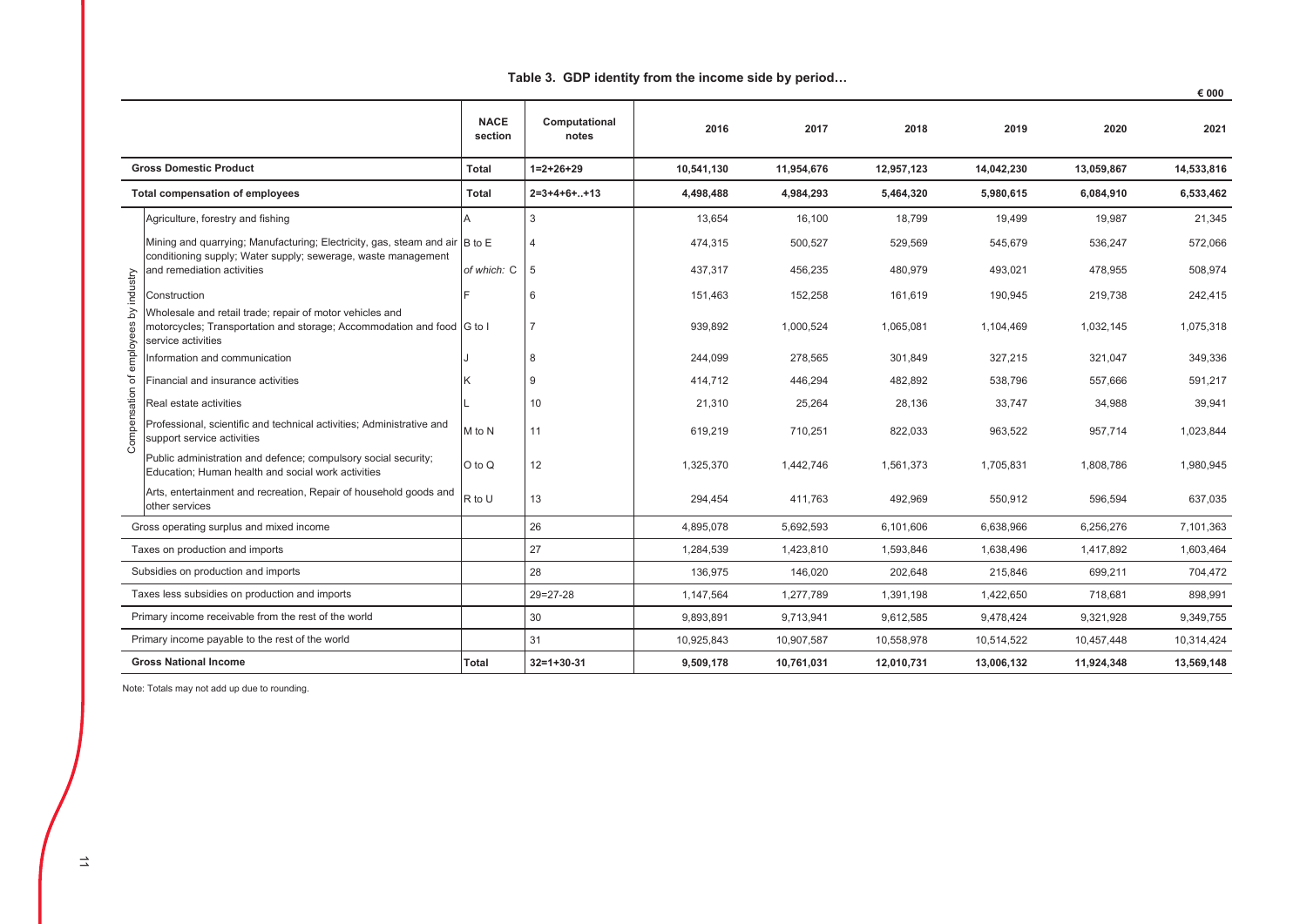**Table 3. GDP identity from the income side by period…**

€ 000

| | | NACE section | Computational notes | 2016 | 2017 | 2018 | 2019 | 2020 | 2021 |
|---|---|---|---|---|---|---|---|---|---|
| **Gross Domestic Product** | | **Total** | **1=2+26+29** | **10,541,130** | **11,954,676** | **12,957,123** | **14,042,230** | **13,059,867** | **14,533,816** |
| **Total compensation of employees** | | **Total** | **2=3+4+6+..+13** | **4,498,488** | **4,984,293** | **5,464,320** | **5,980,615** | **6,084,910** | **6,533,462** |
| Compensation of employees by industry | Agriculture, forestry and fishing | A | 3 | 13,654 | 16,100 | 18,799 | 19,499 | 19,987 | 21,345 |
| | Mining and quarrying; Manufacturing; Electricity, gas, steam and air conditioning supply; Water supply; sewerage, waste management and remediation activities | B to E | 4 | 474,315 | 500,527 | 529,569 | 545,679 | 536,247 | 572,066 |
| | | *of which:* C | 5 | 437,317 | 456,235 | 480,979 | 493,021 | 478,955 | 508,974 |
| | Construction | F | 6 | 151,463 | 152,258 | 161,619 | 190,945 | 219,738 | 242,415 |
| | Wholesale and retail trade; repair of motor vehicles and motorcycles; Transportation and storage; Accommodation and food service activities | G to I | 7 | 939,892 | 1,000,524 | 1,065,081 | 1,104,469 | 1,032,145 | 1,075,318 |
| | Information and communication | J | 8 | 244,099 | 278,565 | 301,849 | 327,215 | 321,047 | 349,336 |
| | Financial and insurance activities | K | 9 | 414,712 | 446,294 | 482,892 | 538,796 | 557,666 | 591,217 |
| | Real estate activities | L | 10 | 21,310 | 25,264 | 28,136 | 33,747 | 34,988 | 39,941 |
| | Professional, scientific and technical activities; Administrative and support service activities | M to N | 11 | 619,219 | 710,251 | 822,033 | 963,522 | 957,714 | 1,023,844 |
| | Public administration and defence; compulsory social security; Education; Human health and social work activities | O to Q | 12 | 1,325,370 | 1,442,746 | 1,561,373 | 1,705,831 | 1,808,786 | 1,980,945 |
| | Arts, entertainment and recreation, Repair of household goods and other services | R to U | 13 | 294,454 | 411,763 | 492,969 | 550,912 | 596,594 | 637,035 |
| Gross operating surplus and mixed income | | | 26 | 4,895,078 | 5,692,593 | 6,101,606 | 6,638,966 | 6,256,276 | 7,101,363 |
| Taxes on production and imports | | | 27 | 1,284,539 | 1,423,810 | 1,593,846 | 1,638,496 | 1,417,892 | 1,603,464 |
| Subsidies on production and imports | | | 28 | 136,975 | 146,020 | 202,648 | 215,846 | 699,211 | 704,472 |
| Taxes less subsidies on production and imports | | | 29=27-28 | 1,147,564 | 1,277,789 | 1,391,198 | 1,422,650 | 718,681 | 898,991 |
| Primary income receivable from the rest of the world | | | 30 | 9,893,891 | 9,713,941 | 9,612,585 | 9,478,424 | 9,321,928 | 9,349,755 |
| Primary income payable to the rest of the world | | | 31 | 10,925,843 | 10,907,587 | 10,558,978 | 10,514,522 | 10,457,448 | 10,314,424 |
| **Gross National Income** | | **Total** | **32=1+30-31** | **9,509,178** | **10,761,031** | **12,010,731** | **13,006,132** | **11,924,348** | **13,569,148** |

Note: Totals may not add up due to rounding.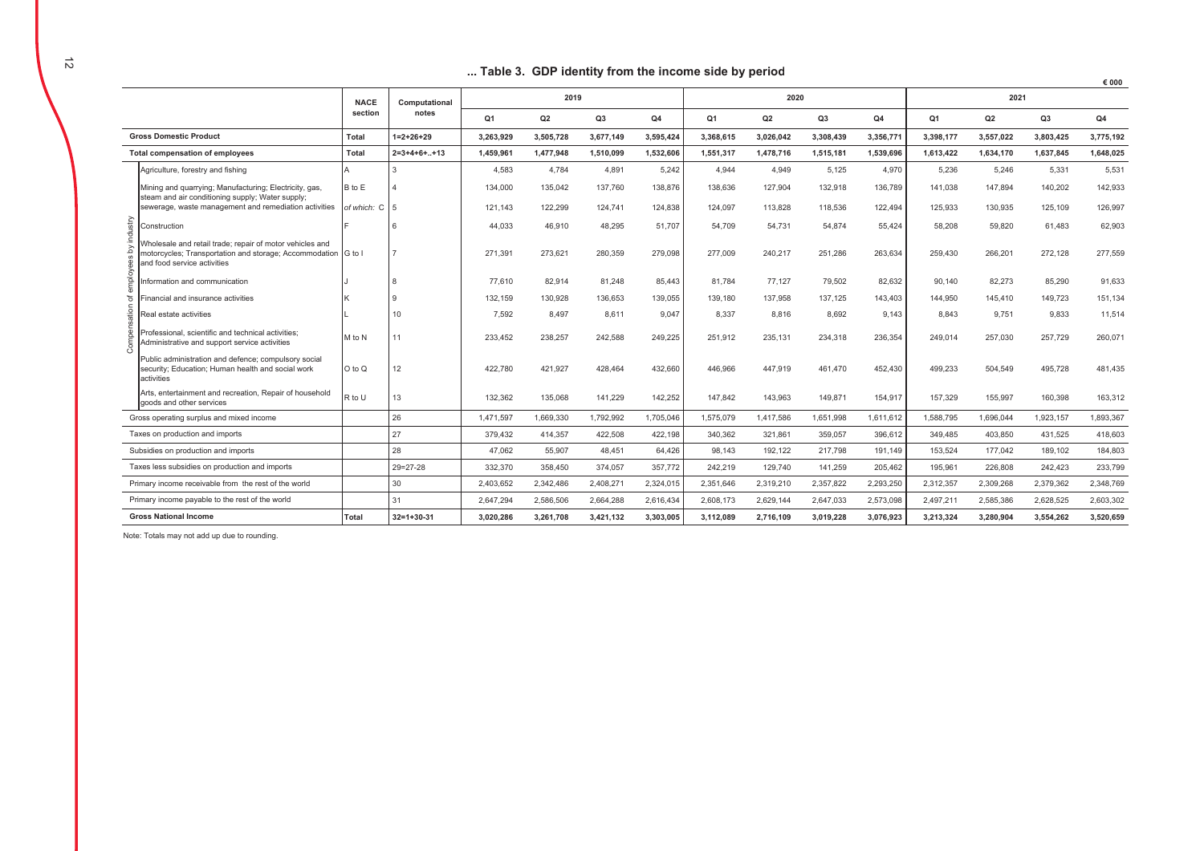## ... Table 3. GDP identity from the income side by period

€ 000

| | NACE section | Computational notes | 2019 | | | | 2020 | | | | 2021 | | | |
|---|---|---|---|---|---|---|---|---|---|---|---|---|---|---|
| | | | Q1 | Q2 | Q3 | Q4 | Q1 | Q2 | Q3 | Q4 | Q1 | Q2 | Q3 | Q4 |
| **Gross Domestic Product** | **Total** | **1=2+26+29** | **3,263,929** | **3,505,728** | **3,677,149** | **3,595,424** | **3,368,615** | **3,026,042** | **3,308,439** | **3,356,771** | **3,398,177** | **3,557,022** | **3,803,425** | **3,775,192** |
| **Total compensation of employees** | **Total** | **2=3+4+6+..+13** | **1,459,961** | **1,477,948** | **1,510,099** | **1,532,606** | **1,551,317** | **1,478,716** | **1,515,181** | **1,539,696** | **1,613,422** | **1,634,170** | **1,637,845** | **1,648,025** |
| Compensation of employees by industry: Agriculture, forestry and fishing | A | 3 | 4,583 | 4,784 | 4,891 | 5,242 | 4,944 | 4,949 | 5,125 | 4,970 | 5,236 | 5,246 | 5,331 | 5,531 |
| Mining and quarrying; Manufacturing; Electricity, gas, steam and air conditioning supply; Water supply; sewerage, waste management and remediation activities | B to E | 4 | 134,000 | 135,042 | 137,760 | 138,876 | 138,636 | 127,904 | 132,918 | 136,789 | 141,038 | 147,894 | 140,202 | 142,933 |
| | *of which:* C | 5 | 121,143 | 122,299 | 124,741 | 124,838 | 124,097 | 113,828 | 118,536 | 122,494 | 125,933 | 130,935 | 125,109 | 126,997 |
| Construction | F | 6 | 44,033 | 46,910 | 48,295 | 51,707 | 54,709 | 54,731 | 54,874 | 55,424 | 58,208 | 59,820 | 61,483 | 62,903 |
| Wholesale and retail trade; repair of motor vehicles and motorcycles; Transportation and storage; Accommodation and food service activities | G to I | 7 | 271,391 | 273,621 | 280,359 | 279,098 | 277,009 | 240,217 | 251,286 | 263,634 | 259,430 | 266,201 | 272,128 | 277,559 |
| Information and communication | J | 8 | 77,610 | 82,914 | 81,248 | 85,443 | 81,784 | 77,127 | 79,502 | 82,632 | 90,140 | 82,273 | 85,290 | 91,633 |
| Financial and insurance activities | K | 9 | 132,159 | 130,928 | 136,653 | 139,055 | 139,180 | 137,958 | 137,125 | 143,403 | 144,950 | 145,410 | 149,723 | 151,134 |
| Real estate activities | L | 10 | 7,592 | 8,497 | 8,611 | 9,047 | 8,337 | 8,816 | 8,692 | 9,143 | 8,843 | 9,751 | 9,833 | 11,514 |
| Professional, scientific and technical activities; Administrative and support service activities | M to N | 11 | 233,452 | 238,257 | 242,588 | 249,225 | 251,912 | 235,131 | 234,318 | 236,354 | 249,014 | 257,030 | 257,729 | 260,071 |
| Public administration and defence; compulsory social security; Education; Human health and social work activities | O to Q | 12 | 422,780 | 421,927 | 428,464 | 432,660 | 446,966 | 447,919 | 461,470 | 452,430 | 499,233 | 504,549 | 495,728 | 481,435 |
| Arts, entertainment and recreation, Repair of household goods and other services | R to U | 13 | 132,362 | 135,068 | 141,229 | 142,252 | 147,842 | 143,963 | 149,871 | 154,917 | 157,329 | 155,997 | 160,398 | 163,312 |
| Gross operating surplus and mixed income | | 26 | 1,471,597 | 1,669,330 | 1,792,992 | 1,705,046 | 1,575,079 | 1,417,586 | 1,651,998 | 1,611,612 | 1,588,795 | 1,696,044 | 1,923,157 | 1,893,367 |
| Taxes on production and imports | | 27 | 379,432 | 414,357 | 422,508 | 422,198 | 340,362 | 321,861 | 359,057 | 396,612 | 349,485 | 403,850 | 431,525 | 418,603 |
| Subsidies on production and imports | | 28 | 47,062 | 55,907 | 48,451 | 64,426 | 98,143 | 192,122 | 217,798 | 191,149 | 153,524 | 177,042 | 189,102 | 184,803 |
| Taxes less subsidies on production and imports | | 29=27-28 | 332,370 | 358,450 | 374,057 | 357,772 | 242,219 | 129,740 | 141,259 | 205,462 | 195,961 | 226,808 | 242,423 | 233,799 |
| Primary income receivable from the rest of the world | | 30 | 2,403,652 | 2,342,486 | 2,408,271 | 2,324,015 | 2,351,646 | 2,319,210 | 2,357,822 | 2,293,250 | 2,312,357 | 2,309,268 | 2,379,362 | 2,348,769 |
| Primary income payable to the rest of the world | | 31 | 2,647,294 | 2,586,506 | 2,664,288 | 2,616,434 | 2,608,173 | 2,629,144 | 2,647,033 | 2,573,098 | 2,497,211 | 2,585,386 | 2,628,525 | 2,603,302 |
| **Gross National Income** | **Total** | **32=1+30-31** | **3,020,286** | **3,261,708** | **3,421,132** | **3,303,005** | **3,112,089** | **2,716,109** | **3,019,228** | **3,076,923** | **3,213,324** | **3,280,904** | **3,554,262** | **3,520,659** |

Note: Totals may not add up due to rounding.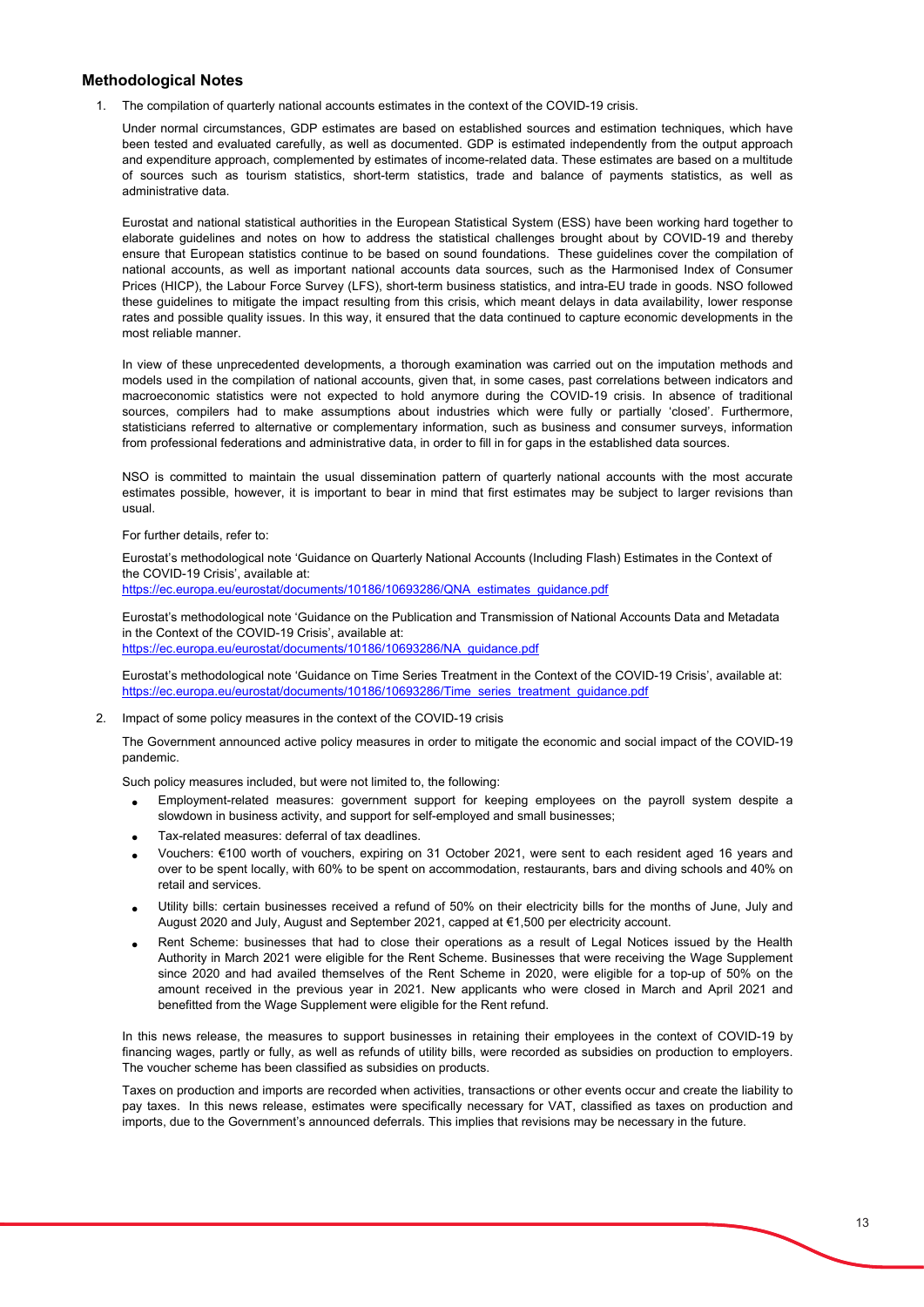## Methodological Notes

1. The compilation of quarterly national accounts estimates in the context of the COVID-19 crisis.

   Under normal circumstances, GDP estimates are based on established sources and estimation techniques, which have been tested and evaluated carefully, as well as documented. GDP is estimated independently from the output approach and expenditure approach, complemented by estimates of income-related data. These estimates are based on a multitude of sources such as tourism statistics, short-term statistics, trade and balance of payments statistics, as well as administrative data.

   Eurostat and national statistical authorities in the European Statistical System (ESS) have been working hard together to elaborate guidelines and notes on how to address the statistical challenges brought about by COVID-19 and thereby ensure that European statistics continue to be based on sound foundations. These guidelines cover the compilation of national accounts, as well as important national accounts data sources, such as the Harmonised Index of Consumer Prices (HICP), the Labour Force Survey (LFS), short-term business statistics, and intra-EU trade in goods. NSO followed these guidelines to mitigate the impact resulting from this crisis, which meant delays in data availability, lower response rates and possible quality issues. In this way, it ensured that the data continued to capture economic developments in the most reliable manner.

   In view of these unprecedented developments, a thorough examination was carried out on the imputation methods and models used in the compilation of national accounts, given that, in some cases, past correlations between indicators and macroeconomic statistics were not expected to hold anymore during the COVID-19 crisis. In absence of traditional sources, compilers had to make assumptions about industries which were fully or partially 'closed'. Furthermore, statisticians referred to alternative or complementary information, such as business and consumer surveys, information from professional federations and administrative data, in order to fill in for gaps in the established data sources.

   NSO is committed to maintain the usual dissemination pattern of quarterly national accounts with the most accurate estimates possible, however, it is important to bear in mind that first estimates may be subject to larger revisions than usual.

   For further details, refer to:

   Eurostat's methodological note 'Guidance on Quarterly National Accounts (Including Flash) Estimates in the Context of the COVID-19 Crisis', available at:
   https://ec.europa.eu/eurostat/documents/10186/10693286/QNA_estimates_guidance.pdf

   Eurostat's methodological note 'Guidance on the Publication and Transmission of National Accounts Data and Metadata in the Context of the COVID-19 Crisis', available at:
   https://ec.europa.eu/eurostat/documents/10186/10693286/NA_guidance.pdf

   Eurostat's methodological note 'Guidance on Time Series Treatment in the Context of the COVID-19 Crisis', available at:
   https://ec.europa.eu/eurostat/documents/10186/10693286/Time_series_treatment_guidance.pdf

2. Impact of some policy measures in the context of the COVID-19 crisis

   The Government announced active policy measures in order to mitigate the economic and social impact of the COVID-19 pandemic.

   Such policy measures included, but were not limited to, the following:

   - Employment-related measures: government support for keeping employees on the payroll system despite a slowdown in business activity, and support for self-employed and small businesses;
   - Tax-related measures: deferral of tax deadlines.
   - Vouchers: €100 worth of vouchers, expiring on 31 October 2021, were sent to each resident aged 16 years and over to be spent locally, with 60% to be spent on accommodation, restaurants, bars and diving schools and 40% on retail and services.
   - Utility bills: certain businesses received a refund of 50% on their electricity bills for the months of June, July and August 2020 and July, August and September 2021, capped at €1,500 per electricity account.
   - Rent Scheme: businesses that had to close their operations as a result of Legal Notices issued by the Health Authority in March 2021 were eligible for the Rent Scheme. Businesses that were receiving the Wage Supplement since 2020 and had availed themselves of the Rent Scheme in 2020, were eligible for a top-up of 50% on the amount received in the previous year in 2021. New applicants who were closed in March and April 2021 and benefitted from the Wage Supplement were eligible for the Rent refund.

   In this news release, the measures to support businesses in retaining their employees in the context of COVID-19 by financing wages, partly or fully, as well as refunds of utility bills, were recorded as subsidies on production to employers. The voucher scheme has been classified as subsidies on products.

   Taxes on production and imports are recorded when activities, transactions or other events occur and create the liability to pay taxes. In this news release, estimates were specifically necessary for VAT, classified as taxes on production and imports, due to the Government's announced deferrals. This implies that revisions may be necessary in the future.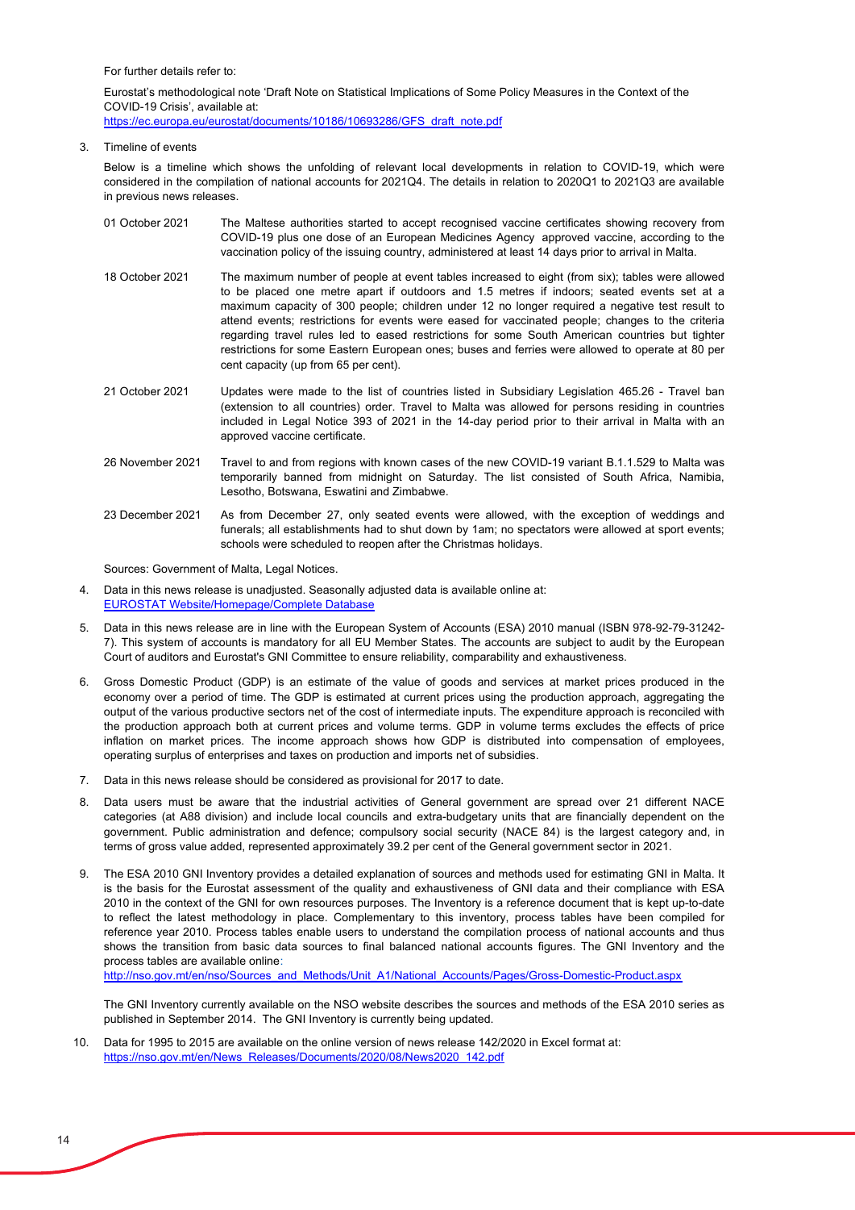For further details refer to:

Eurostat's methodological note 'Draft Note on Statistical Implications of Some Policy Measures in the Context of the COVID-19 Crisis', available at:
[https://ec.europa.eu/eurostat/documents/10186/10693286/GFS_draft_note.pdf](https://ec.europa.eu/eurostat/documents/10186/10693286/GFS_draft_note.pdf)

3. Timeline of events

   Below is a timeline which shows the unfolding of relevant local developments in relation to COVID-19, which were considered in the compilation of national accounts for 2021Q4. The details in relation to 2020Q1 to 2021Q3 are available in previous news releases.

   | | |
   |---|---|
   | 01 October 2021 | The Maltese authorities started to accept recognised vaccine certificates showing recovery from COVID-19 plus one dose of an European Medicines Agency approved vaccine, according to the vaccination policy of the issuing country, administered at least 14 days prior to arrival in Malta. |
   | 18 October 2021 | The maximum number of people at event tables increased to eight (from six); tables were allowed to be placed one metre apart if outdoors and 1.5 metres if indoors; seated events set at a maximum capacity of 300 people; children under 12 no longer required a negative test result to attend events; restrictions for events were eased for vaccinated people; changes to the criteria regarding travel rules led to eased restrictions for some South American countries but tighter restrictions for some Eastern European ones; buses and ferries were allowed to operate at 80 per cent capacity (up from 65 per cent). |
   | 21 October 2021 | Updates were made to the list of countries listed in Subsidiary Legislation 465.26 - Travel ban (extension to all countries) order. Travel to Malta was allowed for persons residing in countries included in Legal Notice 393 of 2021 in the 14-day period prior to their arrival in Malta with an approved vaccine certificate. |
   | 26 November 2021 | Travel to and from regions with known cases of the new COVID-19 variant B.1.1.529 to Malta was temporarily banned from midnight on Saturday. The list consisted of South Africa, Namibia, Lesotho, Botswana, Eswatini and Zimbabwe. |
   | 23 December 2021 | As from December 27, only seated events were allowed, with the exception of weddings and funerals; all establishments had to shut down by 1am; no spectators were allowed at sport events; schools were scheduled to reopen after the Christmas holidays. |

   Sources: Government of Malta, Legal Notices.

4. Data in this news release is unadjusted. Seasonally adjusted data is available online at:
   [EUROSTAT Website/Homepage/Complete Database](EUROSTAT Website/Homepage/Complete Database)

5. Data in this news release are in line with the European System of Accounts (ESA) 2010 manual (ISBN 978-92-79-31242-7). This system of accounts is mandatory for all EU Member States. The accounts are subject to audit by the European Court of auditors and Eurostat's GNI Committee to ensure reliability, comparability and exhaustiveness.

6. Gross Domestic Product (GDP) is an estimate of the value of goods and services at market prices produced in the economy over a period of time. The GDP is estimated at current prices using the production approach, aggregating the output of the various productive sectors net of the cost of intermediate inputs. The expenditure approach is reconciled with the production approach both at current prices and volume terms. GDP in volume terms excludes the effects of price inflation on market prices. The income approach shows how GDP is distributed into compensation of employees, operating surplus of enterprises and taxes on production and imports net of subsidies.

7. Data in this news release should be considered as provisional for 2017 to date.

8. Data users must be aware that the industrial activities of General government are spread over 21 different NACE categories (at A88 division) and include local councils and extra-budgetary units that are financially dependent on the government. Public administration and defence; compulsory social security (NACE 84) is the largest category and, in terms of gross value added, represented approximately 39.2 per cent of the General government sector in 2021.

9. The ESA 2010 GNI Inventory provides a detailed explanation of sources and methods used for estimating GNI in Malta. It is the basis for the Eurostat assessment of the quality and exhaustiveness of GNI data and their compliance with ESA 2010 in the context of the GNI for own resources purposes. The Inventory is a reference document that is kept up-to-date to reflect the latest methodology in place. Complementary to this inventory, process tables have been compiled for reference year 2010. Process tables enable users to understand the compilation process of national accounts and thus shows the transition from basic data sources to final balanced national accounts figures. The GNI Inventory and the process tables are available online:
   [http://nso.gov.mt/en/nso/Sources_and_Methods/Unit_A1/National_Accounts/Pages/Gross-Domestic-Product.aspx](http://nso.gov.mt/en/nso/Sources_and_Methods/Unit_A1/National_Accounts/Pages/Gross-Domestic-Product.aspx)

   The GNI Inventory currently available on the NSO website describes the sources and methods of the ESA 2010 series as published in September 2014. The GNI Inventory is currently being updated.

10. Data for 1995 to 2015 are available on the online version of news release 142/2020 in Excel format at:
    [https://nso.gov.mt/en/News_Releases/Documents/2020/08/News2020_142.pdf](https://nso.gov.mt/en/News_Releases/Documents/2020/08/News2020_142.pdf)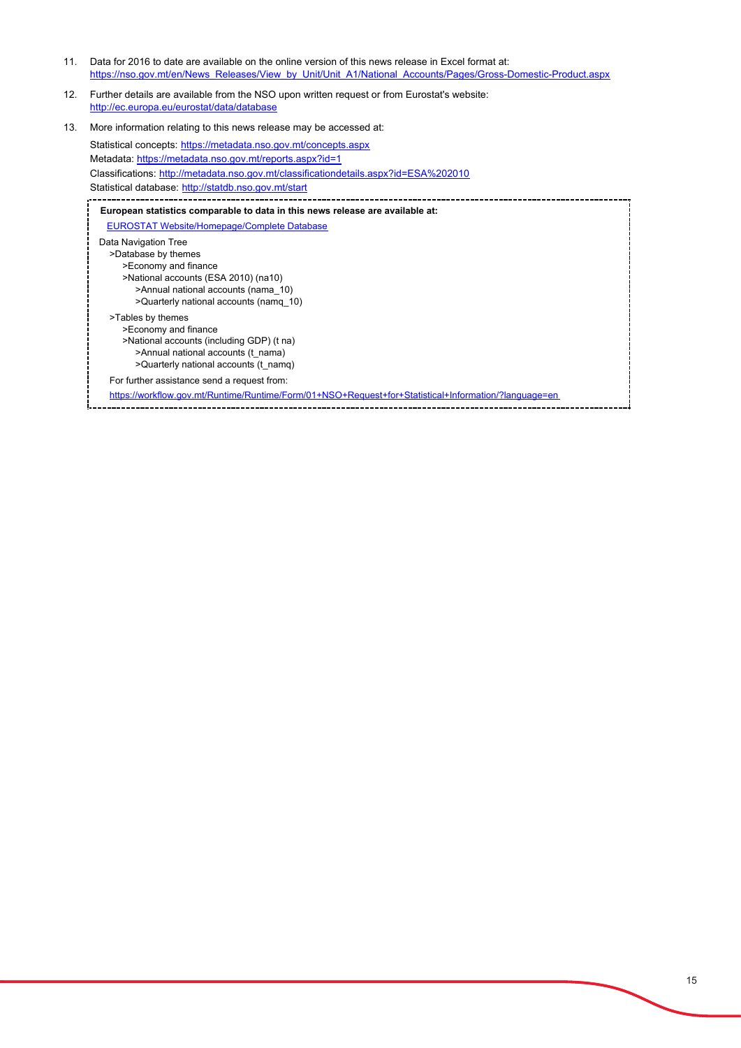11. Data for 2016 to date are available on the online version of this news release in Excel format at: https://nso.gov.mt/en/News_Releases/View_by_Unit/Unit_A1/National_Accounts/Pages/Gross-Domestic-Product.aspx

12. Further details are available from the NSO upon written request or from Eurostat's website: http://ec.europa.eu/eurostat/data/database

13. More information relating to this news release may be accessed at:

    Statistical concepts: https://metadata.nso.gov.mt/concepts.aspx
    Metadata: https://metadata.nso.gov.mt/reports.aspx?id=1
    Classifications: http://metadata.nso.gov.mt/classificationdetails.aspx?id=ESA%202010
    Statistical database: http://statdb.nso.gov.mt/start

**European statistics comparable to data in this news release are available at:**

EUROSTAT Website/Homepage/Complete Database

Data Navigation Tree
- >Database by themes
  - >Economy and finance
  - >National accounts (ESA 2010) (na10)
    - >Annual national accounts (nama_10)
    - >Quarterly national accounts (namq_10)
- >Tables by themes
  - >Economy and finance
  - >National accounts (including GDP) (t na)
    - >Annual national accounts (t_nama)
    - >Quarterly national accounts (t_namq)

For further assistance send a request from:

https://workflow.gov.mt/Runtime/Runtime/Form/01+NSO+Request+for+Statistical+Information/?language=en